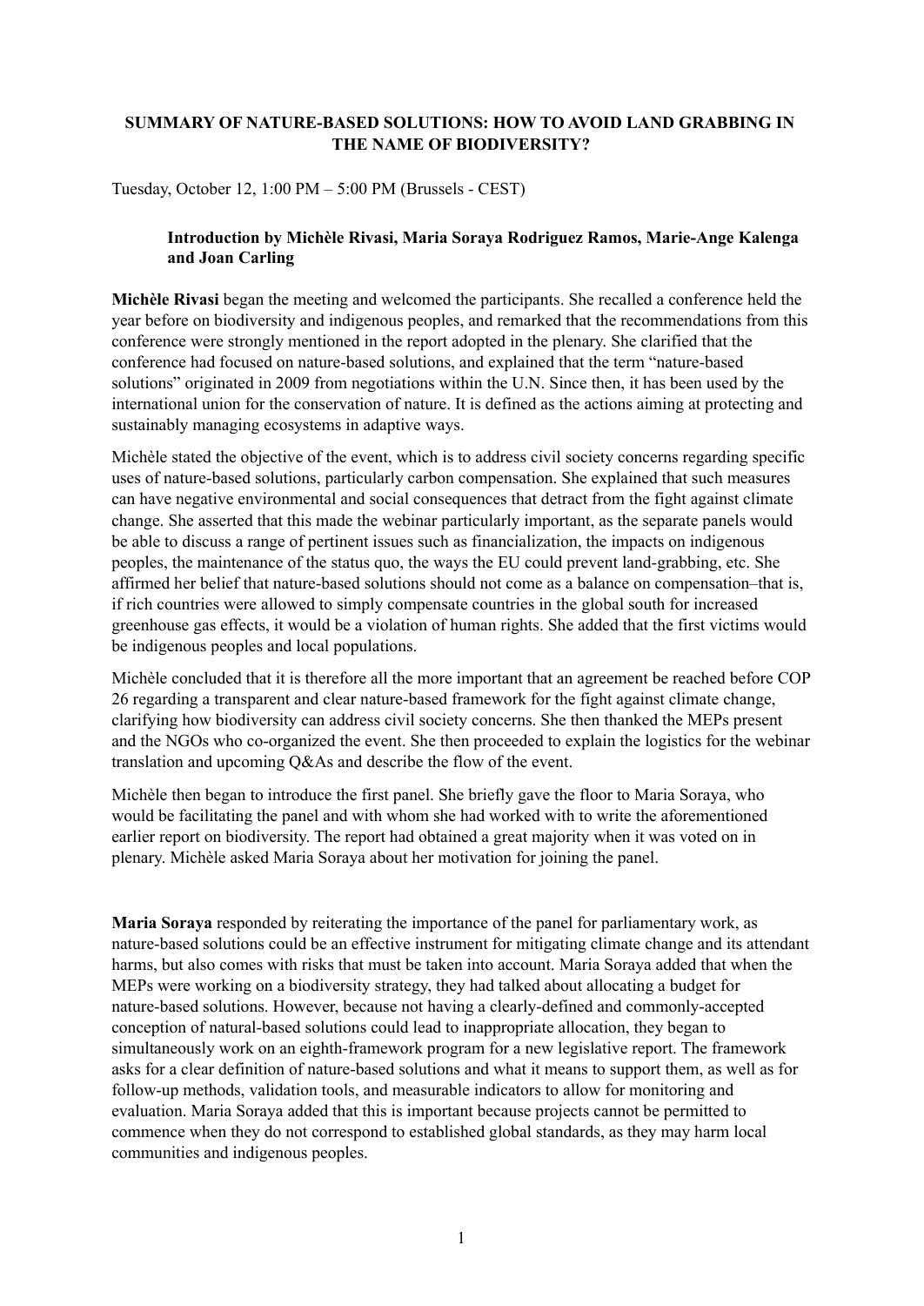# SUMMARY OF NATURE-BASED SOLUTIONS: HOW TO AVOID LAND GRABBING IN THE NAME OF BIODIVERSITY?

Tuesday, October 12, 1:00 PM – 5:00 PM (Brussels - CEST)

## Introduction by Michèle Rivasi, Maria Soraya Rodriguez Ramos, Marie-Ange Kalenga and Joan Carling

**Michèle Rivasi** began the meeting and welcomed the participants. She recalled a conference held the year before on biodiversity and indigenous peoples, and remarked that the recommendations from this conference were strongly mentioned in the report adopted in the plenary. She clarified that the conference had focused on nature-based solutions, and explained that the term "nature-based solutions" originated in 2009 from negotiations within the U.N. Since then, it has been used by the international union for the conservation of nature. It is defined as the actions aiming at protecting and sustainably managing ecosystems in adaptive ways.

Michèle stated the objective of the event, which is to address civil society concerns regarding specific uses of nature-based solutions, particularly carbon compensation. She explained that such measures can have negative environmental and social consequences that detract from the fight against climate change. She asserted that this made the webinar particularly important, as the separate panels would be able to discuss a range of pertinent issues such as financialization, the impacts on indigenous peoples, the maintenance of the status quo, the ways the EU could prevent land-grabbing, etc. She affirmed her belief that nature-based solutions should not come as a balance on compensation–that is, if rich countries were allowed to simply compensate countries in the global south for increased greenhouse gas effects, it would be a violation of human rights. She added that the first victims would be indigenous peoples and local populations.

Michèle concluded that it is therefore all the more important that an agreement be reached before COP 26 regarding a transparent and clear nature-based framework for the fight against climate change, clarifying how biodiversity can address civil society concerns. She then thanked the MEPs present and the NGOs who co-organized the event. She then proceeded to explain the logistics for the webinar translation and upcoming Q&As and describe the flow of the event.

Michèle then began to introduce the first panel. She briefly gave the floor to Maria Soraya, who would be facilitating the panel and with whom she had worked with to write the aforementioned earlier report on biodiversity. The report had obtained a great majority when it was voted on in plenary. Michèle asked Maria Soraya about her motivation for joining the panel.

**Maria Soraya** responded by reiterating the importance of the panel for parliamentary work, as nature-based solutions could be an effective instrument for mitigating climate change and its attendant harms, but also comes with risks that must be taken into account. Maria Soraya added that when the MEPs were working on a biodiversity strategy, they had talked about allocating a budget for nature-based solutions. However, because not having a clearly-defined and commonly-accepted conception of natural-based solutions could lead to inappropriate allocation, they began to simultaneously work on an eighth-framework program for a new legislative report. The framework asks for a clear definition of nature-based solutions and what it means to support them, as well as for follow-up methods, validation tools, and measurable indicators to allow for monitoring and evaluation. Maria Soraya added that this is important because projects cannot be permitted to commence when they do not correspond to established global standards, as they may harm local communities and indigenous peoples.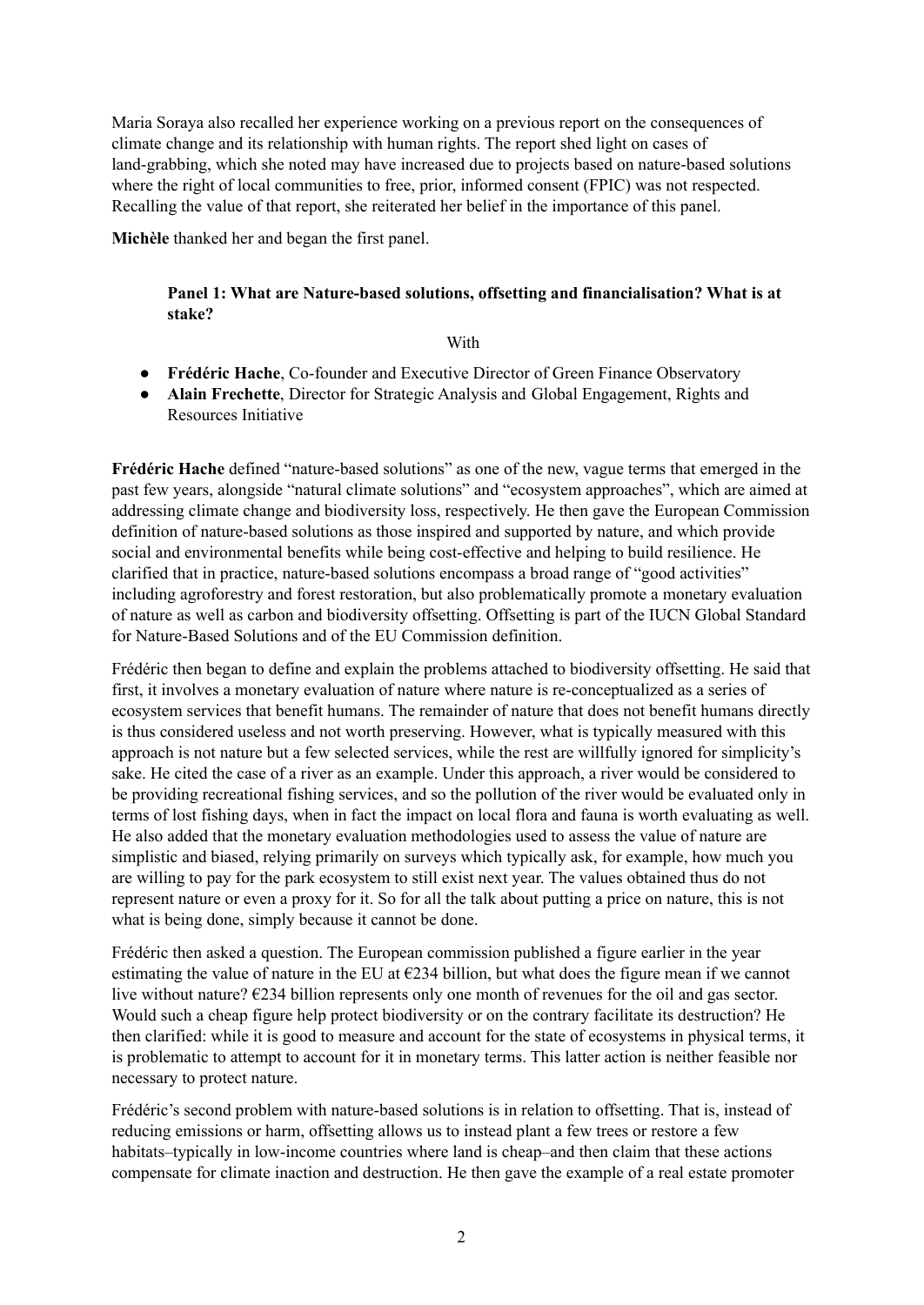Maria Soraya also recalled her experience working on a previous report on the consequences of climate change and its relationship with human rights. The report shed light on cases of land-grabbing, which she noted may have increased due to projects based on nature-based solutions where the right of local communities to free, prior, informed consent (FPIC) was not respected. Recalling the value of that report, she reiterated her belief in the importance of this panel.

**Michèle** thanked her and began the first panel.

**Panel 1: What are Nature-based solutions, offsetting and financialisation? What is at stake?**

With

- **Frédéric Hache**, Co-founder and Executive Director of Green Finance Observatory
- **Alain Frechette**, Director for Strategic Analysis and Global Engagement, Rights and Resources Initiative

**Frédéric Hache** defined "nature-based solutions" as one of the new, vague terms that emerged in the past few years, alongside "natural climate solutions" and "ecosystem approaches", which are aimed at addressing climate change and biodiversity loss, respectively. He then gave the European Commission definition of nature-based solutions as those inspired and supported by nature, and which provide social and environmental benefits while being cost-effective and helping to build resilience. He clarified that in practice, nature-based solutions encompass a broad range of "good activities" including agroforestry and forest restoration, but also problematically promote a monetary evaluation of nature as well as carbon and biodiversity offsetting. Offsetting is part of the IUCN Global Standard for Nature-Based Solutions and of the EU Commission definition.

Frédéric then began to define and explain the problems attached to biodiversity offsetting. He said that first, it involves a monetary evaluation of nature where nature is re-conceptualized as a series of ecosystem services that benefit humans. The remainder of nature that does not benefit humans directly is thus considered useless and not worth preserving. However, what is typically measured with this approach is not nature but a few selected services, while the rest are willfully ignored for simplicity's sake. He cited the case of a river as an example. Under this approach, a river would be considered to be providing recreational fishing services, and so the pollution of the river would be evaluated only in terms of lost fishing days, when in fact the impact on local flora and fauna is worth evaluating as well. He also added that the monetary evaluation methodologies used to assess the value of nature are simplistic and biased, relying primarily on surveys which typically ask, for example, how much you are willing to pay for the park ecosystem to still exist next year. The values obtained thus do not represent nature or even a proxy for it. So for all the talk about putting a price on nature, this is not what is being done, simply because it cannot be done.

Frédéric then asked a question. The European commission published a figure earlier in the year estimating the value of nature in the EU at €234 billion, but what does the figure mean if we cannot live without nature? €234 billion represents only one month of revenues for the oil and gas sector. Would such a cheap figure help protect biodiversity or on the contrary facilitate its destruction? He then clarified: while it is good to measure and account for the state of ecosystems in physical terms, it is problematic to attempt to account for it in monetary terms. This latter action is neither feasible nor necessary to protect nature.

Frédéric's second problem with nature-based solutions is in relation to offsetting. That is, instead of reducing emissions or harm, offsetting allows us to instead plant a few trees or restore a few habitats–typically in low-income countries where land is cheap–and then claim that these actions compensate for climate inaction and destruction. He then gave the example of a real estate promoter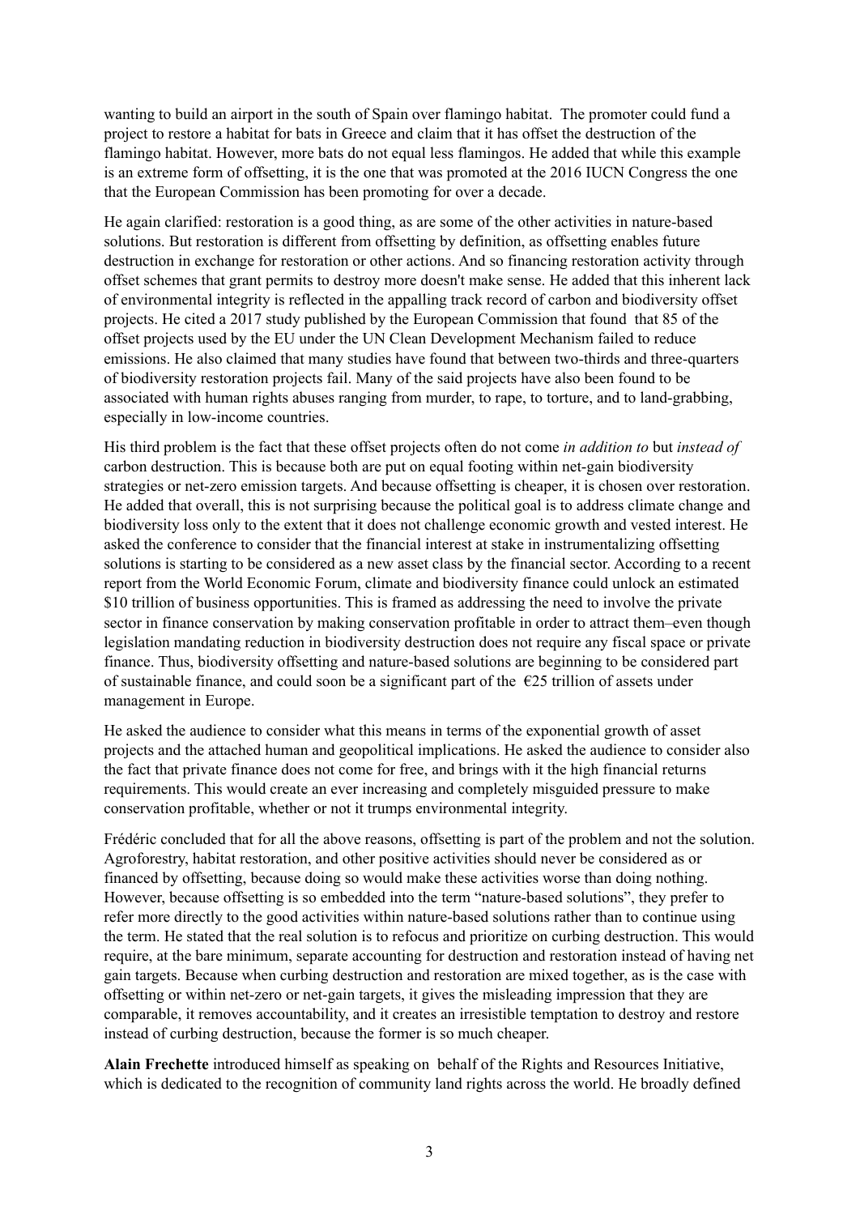wanting to build an airport in the south of Spain over flamingo habitat. The promoter could fund a project to restore a habitat for bats in Greece and claim that it has offset the destruction of the flamingo habitat. However, more bats do not equal less flamingos. He added that while this example is an extreme form of offsetting, it is the one that was promoted at the 2016 IUCN Congress the one that the European Commission has been promoting for over a decade.

He again clarified: restoration is a good thing, as are some of the other activities in nature-based solutions. But restoration is different from offsetting by definition, as offsetting enables future destruction in exchange for restoration or other actions. And so financing restoration activity through offset schemes that grant permits to destroy more doesn't make sense. He added that this inherent lack of environmental integrity is reflected in the appalling track record of carbon and biodiversity offset projects. He cited a 2017 study published by the European Commission that found that 85 of the offset projects used by the EU under the UN Clean Development Mechanism failed to reduce emissions. He also claimed that many studies have found that between two-thirds and three-quarters of biodiversity restoration projects fail. Many of the said projects have also been found to be associated with human rights abuses ranging from murder, to rape, to torture, and to land-grabbing, especially in low-income countries.

His third problem is the fact that these offset projects often do not come *in addition to* but *instead of* carbon destruction. This is because both are put on equal footing within net-gain biodiversity strategies or net-zero emission targets. And because offsetting is cheaper, it is chosen over restoration. He added that overall, this is not surprising because the political goal is to address climate change and biodiversity loss only to the extent that it does not challenge economic growth and vested interest. He asked the conference to consider that the financial interest at stake in instrumentalizing offsetting solutions is starting to be considered as a new asset class by the financial sector. According to a recent report from the World Economic Forum, climate and biodiversity finance could unlock an estimated $10 trillion of business opportunities. This is framed as addressing the need to involve the private sector in finance conservation by making conservation profitable in order to attract them–even though legislation mandating reduction in biodiversity destruction does not require any fiscal space or private finance. Thus, biodiversity offsetting and nature-based solutions are beginning to be considered part of sustainable finance, and could soon be a significant part of the €25 trillion of assets under management in Europe.

He asked the audience to consider what this means in terms of the exponential growth of asset projects and the attached human and geopolitical implications. He asked the audience to consider also the fact that private finance does not come for free, and brings with it the high financial returns requirements. This would create an ever increasing and completely misguided pressure to make conservation profitable, whether or not it trumps environmental integrity.

Frédéric concluded that for all the above reasons, offsetting is part of the problem and not the solution. Agroforestry, habitat restoration, and other positive activities should never be considered as or financed by offsetting, because doing so would make these activities worse than doing nothing. However, because offsetting is so embedded into the term "nature-based solutions", they prefer to refer more directly to the good activities within nature-based solutions rather than to continue using the term. He stated that the real solution is to refocus and prioritize on curbing destruction. This would require, at the bare minimum, separate accounting for destruction and restoration instead of having net gain targets. Because when curbing destruction and restoration are mixed together, as is the case with offsetting or within net-zero or net-gain targets, it gives the misleading impression that they are comparable, it removes accountability, and it creates an irresistible temptation to destroy and restore instead of curbing destruction, because the former is so much cheaper.

**Alain Frechette** introduced himself as speaking on behalf of the Rights and Resources Initiative, which is dedicated to the recognition of community land rights across the world. He broadly defined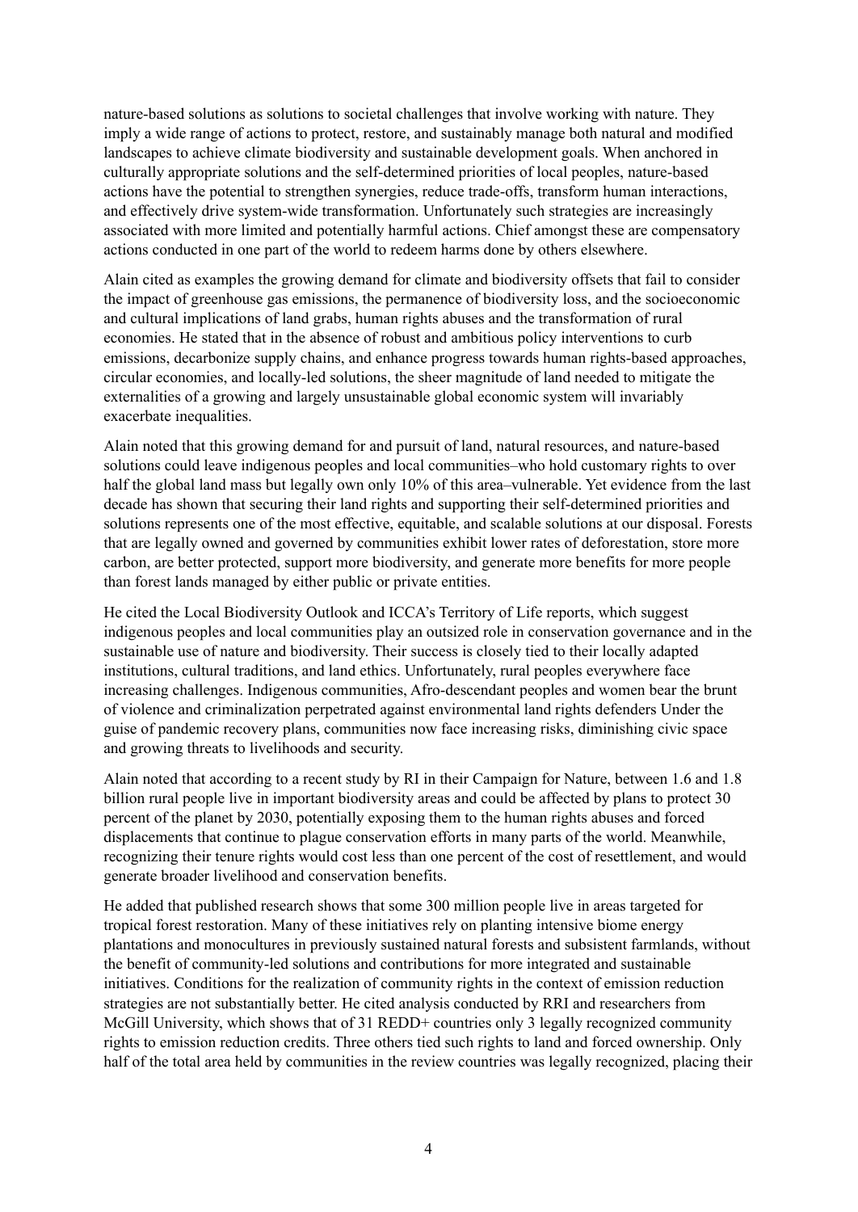nature-based solutions as solutions to societal challenges that involve working with nature. They imply a wide range of actions to protect, restore, and sustainably manage both natural and modified landscapes to achieve climate biodiversity and sustainable development goals. When anchored in culturally appropriate solutions and the self-determined priorities of local peoples, nature-based actions have the potential to strengthen synergies, reduce trade-offs, transform human interactions, and effectively drive system-wide transformation. Unfortunately such strategies are increasingly associated with more limited and potentially harmful actions. Chief amongst these are compensatory actions conducted in one part of the world to redeem harms done by others elsewhere.

Alain cited as examples the growing demand for climate and biodiversity offsets that fail to consider the impact of greenhouse gas emissions, the permanence of biodiversity loss, and the socioeconomic and cultural implications of land grabs, human rights abuses and the transformation of rural economies. He stated that in the absence of robust and ambitious policy interventions to curb emissions, decarbonize supply chains, and enhance progress towards human rights-based approaches, circular economies, and locally-led solutions, the sheer magnitude of land needed to mitigate the externalities of a growing and largely unsustainable global economic system will invariably exacerbate inequalities.

Alain noted that this growing demand for and pursuit of land, natural resources, and nature-based solutions could leave indigenous peoples and local communities–who hold customary rights to over half the global land mass but legally own only 10% of this area–vulnerable. Yet evidence from the last decade has shown that securing their land rights and supporting their self-determined priorities and solutions represents one of the most effective, equitable, and scalable solutions at our disposal. Forests that are legally owned and governed by communities exhibit lower rates of deforestation, store more carbon, are better protected, support more biodiversity, and generate more benefits for more people than forest lands managed by either public or private entities.

He cited the Local Biodiversity Outlook and ICCA's Territory of Life reports, which suggest indigenous peoples and local communities play an outsized role in conservation governance and in the sustainable use of nature and biodiversity. Their success is closely tied to their locally adapted institutions, cultural traditions, and land ethics. Unfortunately, rural peoples everywhere face increasing challenges. Indigenous communities, Afro-descendant peoples and women bear the brunt of violence and criminalization perpetrated against environmental land rights defenders Under the guise of pandemic recovery plans, communities now face increasing risks, diminishing civic space and growing threats to livelihoods and security.

Alain noted that according to a recent study by RI in their Campaign for Nature, between 1.6 and 1.8 billion rural people live in important biodiversity areas and could be affected by plans to protect 30 percent of the planet by 2030, potentially exposing them to the human rights abuses and forced displacements that continue to plague conservation efforts in many parts of the world. Meanwhile, recognizing their tenure rights would cost less than one percent of the cost of resettlement, and would generate broader livelihood and conservation benefits.

He added that published research shows that some 300 million people live in areas targeted for tropical forest restoration. Many of these initiatives rely on planting intensive biome energy plantations and monocultures in previously sustained natural forests and subsistent farmlands, without the benefit of community-led solutions and contributions for more integrated and sustainable initiatives. Conditions for the realization of community rights in the context of emission reduction strategies are not substantially better. He cited analysis conducted by RRI and researchers from McGill University, which shows that of 31 REDD+ countries only 3 legally recognized community rights to emission reduction credits. Three others tied such rights to land and forced ownership. Only half of the total area held by communities in the review countries was legally recognized, placing their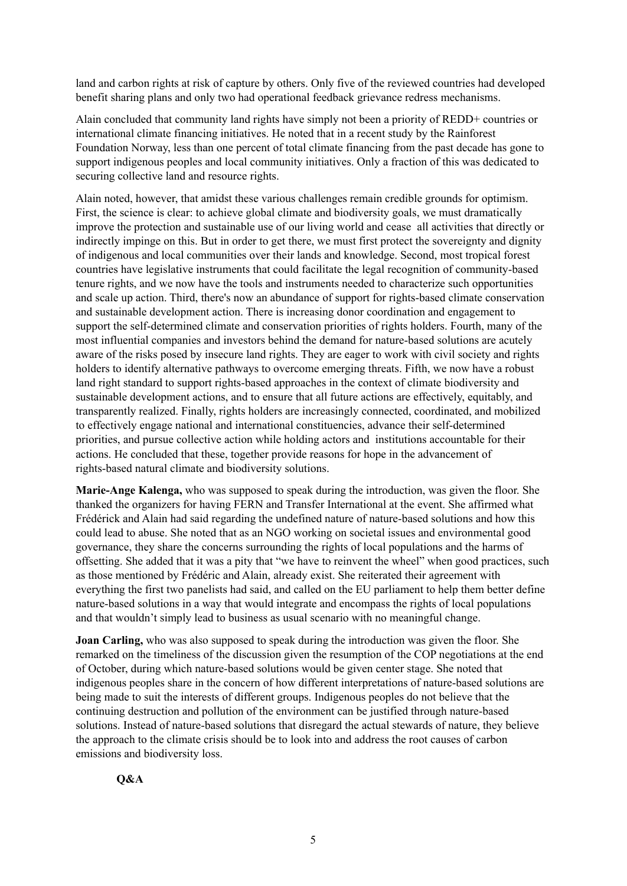land and carbon rights at risk of capture by others. Only five of the reviewed countries had developed benefit sharing plans and only two had operational feedback grievance redress mechanisms.

Alain concluded that community land rights have simply not been a priority of REDD+ countries or international climate financing initiatives. He noted that in a recent study by the Rainforest Foundation Norway, less than one percent of total climate financing from the past decade has gone to support indigenous peoples and local community initiatives. Only a fraction of this was dedicated to securing collective land and resource rights.

Alain noted, however, that amidst these various challenges remain credible grounds for optimism. First, the science is clear: to achieve global climate and biodiversity goals, we must dramatically improve the protection and sustainable use of our living world and cease all activities that directly or indirectly impinge on this. But in order to get there, we must first protect the sovereignty and dignity of indigenous and local communities over their lands and knowledge. Second, most tropical forest countries have legislative instruments that could facilitate the legal recognition of community-based tenure rights, and we now have the tools and instruments needed to characterize such opportunities and scale up action. Third, there's now an abundance of support for rights-based climate conservation and sustainable development action. There is increasing donor coordination and engagement to support the self-determined climate and conservation priorities of rights holders. Fourth, many of the most influential companies and investors behind the demand for nature-based solutions are acutely aware of the risks posed by insecure land rights. They are eager to work with civil society and rights holders to identify alternative pathways to overcome emerging threats. Fifth, we now have a robust land right standard to support rights-based approaches in the context of climate biodiversity and sustainable development actions, and to ensure that all future actions are effectively, equitably, and transparently realized. Finally, rights holders are increasingly connected, coordinated, and mobilized to effectively engage national and international constituencies, advance their self-determined priorities, and pursue collective action while holding actors and institutions accountable for their actions. He concluded that these, together provide reasons for hope in the advancement of rights-based natural climate and biodiversity solutions.

**Marie-Ange Kalenga,** who was supposed to speak during the introduction, was given the floor. She thanked the organizers for having FERN and Transfer International at the event. She affirmed what Frédérick and Alain had said regarding the undefined nature of nature-based solutions and how this could lead to abuse. She noted that as an NGO working on societal issues and environmental good governance, they share the concerns surrounding the rights of local populations and the harms of offsetting. She added that it was a pity that "we have to reinvent the wheel" when good practices, such as those mentioned by Frédéric and Alain, already exist. She reiterated their agreement with everything the first two panelists had said, and called on the EU parliament to help them better define nature-based solutions in a way that would integrate and encompass the rights of local populations and that wouldn't simply lead to business as usual scenario with no meaningful change.

**Joan Carling,** who was also supposed to speak during the introduction was given the floor. She remarked on the timeliness of the discussion given the resumption of the COP negotiations at the end of October, during which nature-based solutions would be given center stage. She noted that indigenous peoples share in the concern of how different interpretations of nature-based solutions are being made to suit the interests of different groups. Indigenous peoples do not believe that the continuing destruction and pollution of the environment can be justified through nature-based solutions. Instead of nature-based solutions that disregard the actual stewards of nature, they believe the approach to the climate crisis should be to look into and address the root causes of carbon emissions and biodiversity loss.

**Q&A**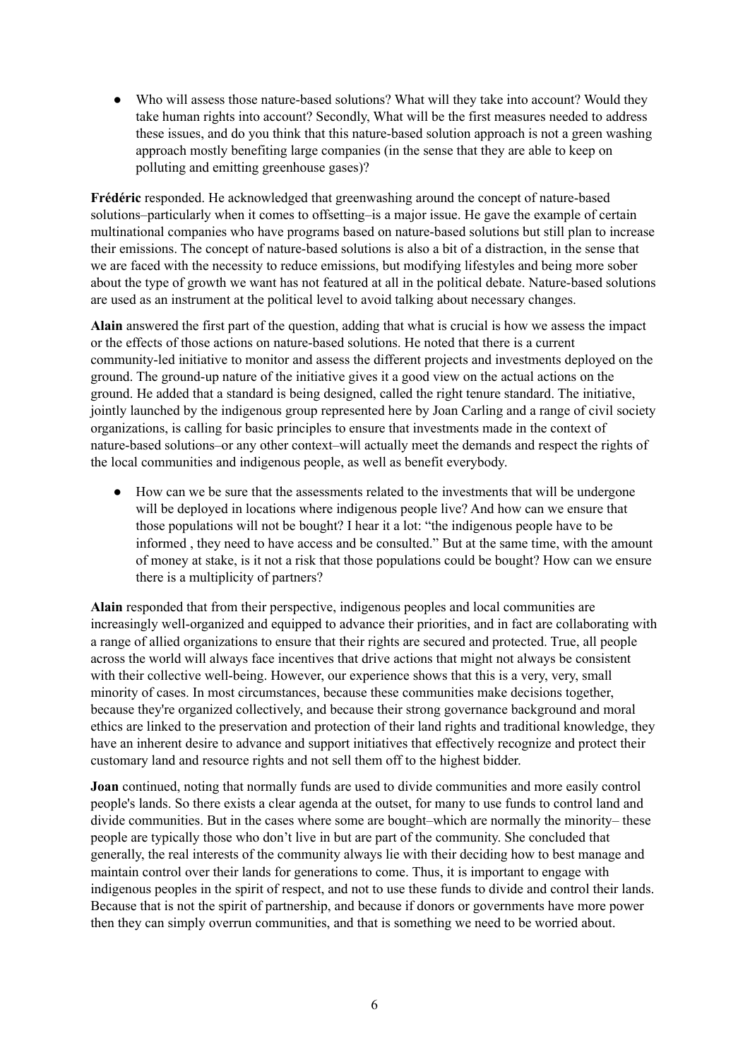- Who will assess those nature-based solutions? What will they take into account? Would they take human rights into account? Secondly, What will be the first measures needed to address these issues, and do you think that this nature-based solution approach is not a green washing approach mostly benefiting large companies (in the sense that they are able to keep on polluting and emitting greenhouse gases)?

**Frédéric** responded. He acknowledged that greenwashing around the concept of nature-based solutions–particularly when it comes to offsetting–is a major issue. He gave the example of certain multinational companies who have programs based on nature-based solutions but still plan to increase their emissions. The concept of nature-based solutions is also a bit of a distraction, in the sense that we are faced with the necessity to reduce emissions, but modifying lifestyles and being more sober about the type of growth we want has not featured at all in the political debate. Nature-based solutions are used as an instrument at the political level to avoid talking about necessary changes.

**Alain** answered the first part of the question, adding that what is crucial is how we assess the impact or the effects of those actions on nature-based solutions. He noted that there is a current community-led initiative to monitor and assess the different projects and investments deployed on the ground. The ground-up nature of the initiative gives it a good view on the actual actions on the ground. He added that a standard is being designed, called the right tenure standard. The initiative, jointly launched by the indigenous group represented here by Joan Carling and a range of civil society organizations, is calling for basic principles to ensure that investments made in the context of nature-based solutions–or any other context–will actually meet the demands and respect the rights of the local communities and indigenous people, as well as benefit everybody.

- How can we be sure that the assessments related to the investments that will be undergone will be deployed in locations where indigenous people live? And how can we ensure that those populations will not be bought? I hear it a lot: "the indigenous people have to be informed , they need to have access and be consulted." But at the same time, with the amount of money at stake, is it not a risk that those populations could be bought? How can we ensure there is a multiplicity of partners?

**Alain** responded that from their perspective, indigenous peoples and local communities are increasingly well-organized and equipped to advance their priorities, and in fact are collaborating with a range of allied organizations to ensure that their rights are secured and protected. True, all people across the world will always face incentives that drive actions that might not always be consistent with their collective well-being. However, our experience shows that this is a very, very, small minority of cases. In most circumstances, because these communities make decisions together, because they're organized collectively, and because their strong governance background and moral ethics are linked to the preservation and protection of their land rights and traditional knowledge, they have an inherent desire to advance and support initiatives that effectively recognize and protect their customary land and resource rights and not sell them off to the highest bidder.

**Joan** continued, noting that normally funds are used to divide communities and more easily control people's lands. So there exists a clear agenda at the outset, for many to use funds to control land and divide communities. But in the cases where some are bought–which are normally the minority– these people are typically those who don't live in but are part of the community. She concluded that generally, the real interests of the community always lie with their deciding how to best manage and maintain control over their lands for generations to come. Thus, it is important to engage with indigenous peoples in the spirit of respect, and not to use these funds to divide and control their lands. Because that is not the spirit of partnership, and because if donors or governments have more power then they can simply overrun communities, and that is something we need to be worried about.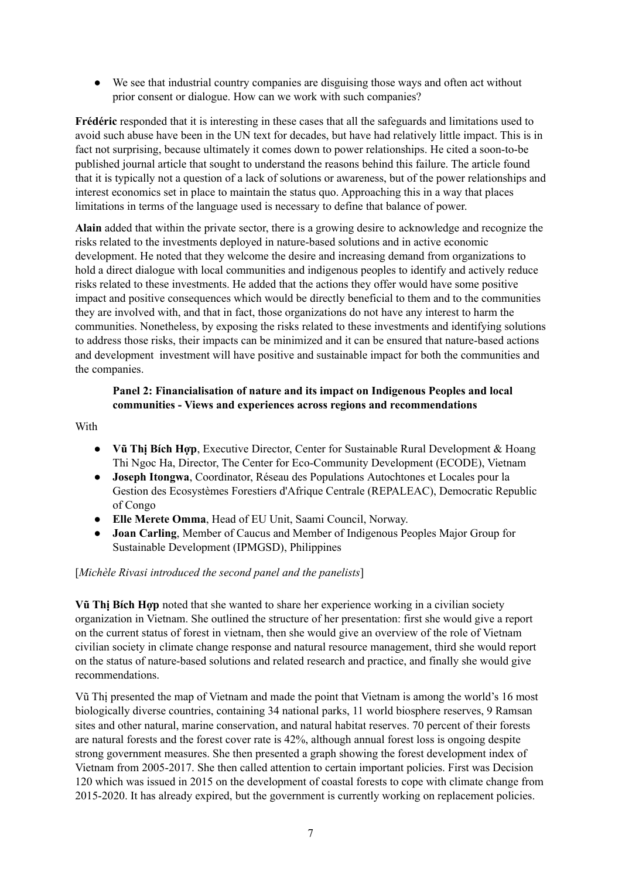- We see that industrial country companies are disguising those ways and often act without prior consent or dialogue. How can we work with such companies?

**Frédéric** responded that it is interesting in these cases that all the safeguards and limitations used to avoid such abuse have been in the UN text for decades, but have had relatively little impact. This is in fact not surprising, because ultimately it comes down to power relationships. He cited a soon-to-be published journal article that sought to understand the reasons behind this failure. The article found that it is typically not a question of a lack of solutions or awareness, but of the power relationships and interest economics set in place to maintain the status quo. Approaching this in a way that places limitations in terms of the language used is necessary to define that balance of power.

**Alain** added that within the private sector, there is a growing desire to acknowledge and recognize the risks related to the investments deployed in nature-based solutions and in active economic development. He noted that they welcome the desire and increasing demand from organizations to hold a direct dialogue with local communities and indigenous peoples to identify and actively reduce risks related to these investments. He added that the actions they offer would have some positive impact and positive consequences which would be directly beneficial to them and to the communities they are involved with, and that in fact, those organizations do not have any interest to harm the communities. Nonetheless, by exposing the risks related to these investments and identifying solutions to address those risks, their impacts can be minimized and it can be ensured that nature-based actions and development investment will have positive and sustainable impact for both the communities and the companies.

**Panel 2: Financialisation of nature and its impact on Indigenous Peoples and local communities - Views and experiences across regions and recommendations**

With

- **Vũ Thị Bích Hợp**, Executive Director, Center for Sustainable Rural Development & Hoang Thi Ngoc Ha, Director, The Center for Eco-Community Development (ECODE), Vietnam
- **Joseph Itongwa**, Coordinator, Réseau des Populations Autochtones et Locales pour la Gestion des Ecosystèmes Forestiers d'Afrique Centrale (REPALEAC), Democratic Republic of Congo
- **Elle Merete Omma**, Head of EU Unit, Saami Council, Norway.
- **Joan Carling**, Member of Caucus and Member of Indigenous Peoples Major Group for Sustainable Development (IPMGSD), Philippines

[*Michèle Rivasi introduced the second panel and the panelists*]

**Vũ Thị Bích Hợp** noted that she wanted to share her experience working in a civilian society organization in Vietnam. She outlined the structure of her presentation: first she would give a report on the current status of forest in vietnam, then she would give an overview of the role of Vietnam civilian society in climate change response and natural resource management, third she would report on the status of nature-based solutions and related research and practice, and finally she would give recommendations.

Vũ Thị presented the map of Vietnam and made the point that Vietnam is among the world's 16 most biologically diverse countries, containing 34 national parks, 11 world biosphere reserves, 9 Ramsan sites and other natural, marine conservation, and natural habitat reserves. 70 percent of their forests are natural forests and the forest cover rate is 42%, although annual forest loss is ongoing despite strong government measures. She then presented a graph showing the forest development index of Vietnam from 2005-2017. She then called attention to certain important policies. First was Decision 120 which was issued in 2015 on the development of coastal forests to cope with climate change from 2015-2020. It has already expired, but the government is currently working on replacement policies.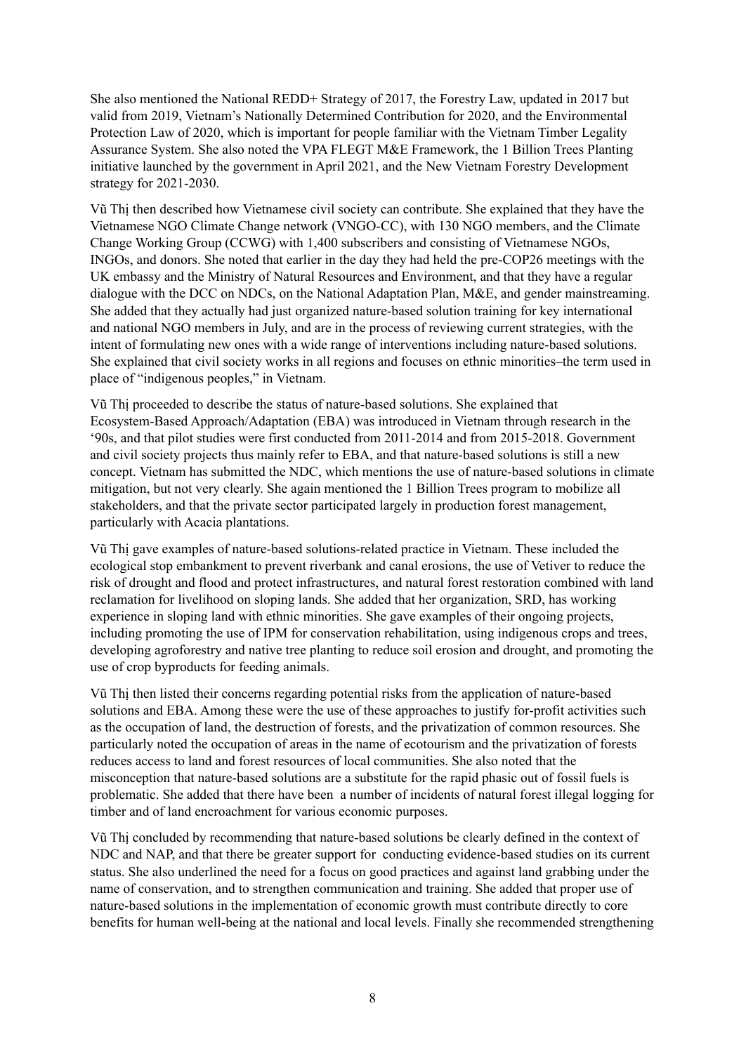She also mentioned the National REDD+ Strategy of 2017, the Forestry Law, updated in 2017 but valid from 2019, Vietnam's Nationally Determined Contribution for 2020, and the Environmental Protection Law of 2020, which is important for people familiar with the Vietnam Timber Legality Assurance System. She also noted the VPA FLEGT M&E Framework, the 1 Billion Trees Planting initiative launched by the government in April 2021, and the New Vietnam Forestry Development strategy for 2021-2030.

Vũ Thị then described how Vietnamese civil society can contribute. She explained that they have the Vietnamese NGO Climate Change network (VNGO-CC), with 130 NGO members, and the Climate Change Working Group (CCWG) with 1,400 subscribers and consisting of Vietnamese NGOs, INGOs, and donors. She noted that earlier in the day they had held the pre-COP26 meetings with the UK embassy and the Ministry of Natural Resources and Environment, and that they have a regular dialogue with the DCC on NDCs, on the National Adaptation Plan, M&E, and gender mainstreaming. She added that they actually had just organized nature-based solution training for key international and national NGO members in July, and are in the process of reviewing current strategies, with the intent of formulating new ones with a wide range of interventions including nature-based solutions. She explained that civil society works in all regions and focuses on ethnic minorities–the term used in place of "indigenous peoples," in Vietnam.

Vũ Thị proceeded to describe the status of nature-based solutions. She explained that Ecosystem-Based Approach/Adaptation (EBA) was introduced in Vietnam through research in the '90s, and that pilot studies were first conducted from 2011-2014 and from 2015-2018. Government and civil society projects thus mainly refer to EBA, and that nature-based solutions is still a new concept. Vietnam has submitted the NDC, which mentions the use of nature-based solutions in climate mitigation, but not very clearly. She again mentioned the 1 Billion Trees program to mobilize all stakeholders, and that the private sector participated largely in production forest management, particularly with Acacia plantations.

Vũ Thị gave examples of nature-based solutions-related practice in Vietnam. These included the ecological stop embankment to prevent riverbank and canal erosions, the use of Vetiver to reduce the risk of drought and flood and protect infrastructures, and natural forest restoration combined with land reclamation for livelihood on sloping lands. She added that her organization, SRD, has working experience in sloping land with ethnic minorities. She gave examples of their ongoing projects, including promoting the use of IPM for conservation rehabilitation, using indigenous crops and trees, developing agroforestry and native tree planting to reduce soil erosion and drought, and promoting the use of crop byproducts for feeding animals.

Vũ Thị then listed their concerns regarding potential risks from the application of nature-based solutions and EBA. Among these were the use of these approaches to justify for-profit activities such as the occupation of land, the destruction of forests, and the privatization of common resources. She particularly noted the occupation of areas in the name of ecotourism and the privatization of forests reduces access to land and forest resources of local communities. She also noted that the misconception that nature-based solutions are a substitute for the rapid phasic out of fossil fuels is problematic. She added that there have been a number of incidents of natural forest illegal logging for timber and of land encroachment for various economic purposes.

Vũ Thị concluded by recommending that nature-based solutions be clearly defined in the context of NDC and NAP, and that there be greater support for conducting evidence-based studies on its current status. She also underlined the need for a focus on good practices and against land grabbing under the name of conservation, and to strengthen communication and training. She added that proper use of nature-based solutions in the implementation of economic growth must contribute directly to core benefits for human well-being at the national and local levels. Finally she recommended strengthening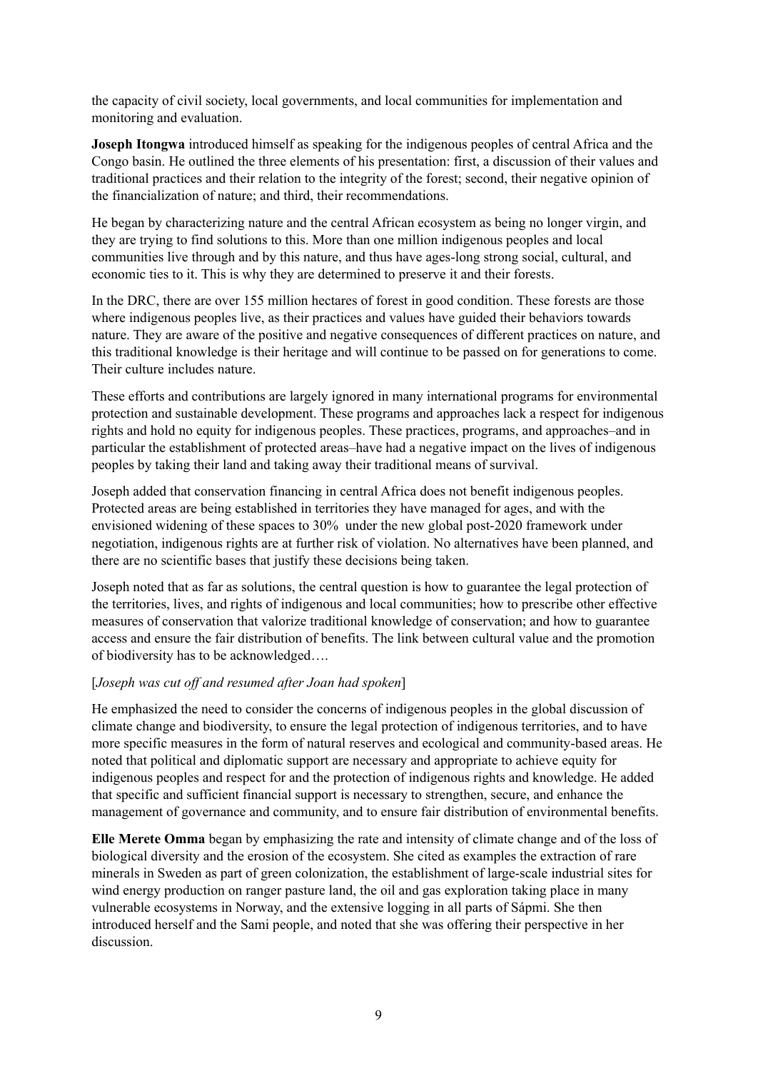the capacity of civil society, local governments, and local communities for implementation and monitoring and evaluation.

**Joseph Itongwa** introduced himself as speaking for the indigenous peoples of central Africa and the Congo basin. He outlined the three elements of his presentation: first, a discussion of their values and traditional practices and their relation to the integrity of the forest; second, their negative opinion of the financialization of nature; and third, their recommendations.

He began by characterizing nature and the central African ecosystem as being no longer virgin, and they are trying to find solutions to this. More than one million indigenous peoples and local communities live through and by this nature, and thus have ages-long strong social, cultural, and economic ties to it. This is why they are determined to preserve it and their forests.

In the DRC, there are over 155 million hectares of forest in good condition. These forests are those where indigenous peoples live, as their practices and values have guided their behaviors towards nature. They are aware of the positive and negative consequences of different practices on nature, and this traditional knowledge is their heritage and will continue to be passed on for generations to come. Their culture includes nature.

These efforts and contributions are largely ignored in many international programs for environmental protection and sustainable development. These programs and approaches lack a respect for indigenous rights and hold no equity for indigenous peoples. These practices, programs, and approaches–and in particular the establishment of protected areas–have had a negative impact on the lives of indigenous peoples by taking their land and taking away their traditional means of survival.

Joseph added that conservation financing in central Africa does not benefit indigenous peoples. Protected areas are being established in territories they have managed for ages, and with the envisioned widening of these spaces to 30% under the new global post-2020 framework under negotiation, indigenous rights are at further risk of violation. No alternatives have been planned, and there are no scientific bases that justify these decisions being taken.

Joseph noted that as far as solutions, the central question is how to guarantee the legal protection of the territories, lives, and rights of indigenous and local communities; how to prescribe other effective measures of conservation that valorize traditional knowledge of conservation; and how to guarantee access and ensure the fair distribution of benefits. The link between cultural value and the promotion of biodiversity has to be acknowledged….

[*Joseph was cut off and resumed after Joan had spoken*]

He emphasized the need to consider the concerns of indigenous peoples in the global discussion of climate change and biodiversity, to ensure the legal protection of indigenous territories, and to have more specific measures in the form of natural reserves and ecological and community-based areas. He noted that political and diplomatic support are necessary and appropriate to achieve equity for indigenous peoples and respect for and the protection of indigenous rights and knowledge. He added that specific and sufficient financial support is necessary to strengthen, secure, and enhance the management of governance and community, and to ensure fair distribution of environmental benefits.

**Elle Merete Omma** began by emphasizing the rate and intensity of climate change and of the loss of biological diversity and the erosion of the ecosystem. She cited as examples the extraction of rare minerals in Sweden as part of green colonization, the establishment of large-scale industrial sites for wind energy production on ranger pasture land, the oil and gas exploration taking place in many vulnerable ecosystems in Norway, and the extensive logging in all parts of Sápmi. She then introduced herself and the Sami people, and noted that she was offering their perspective in her discussion.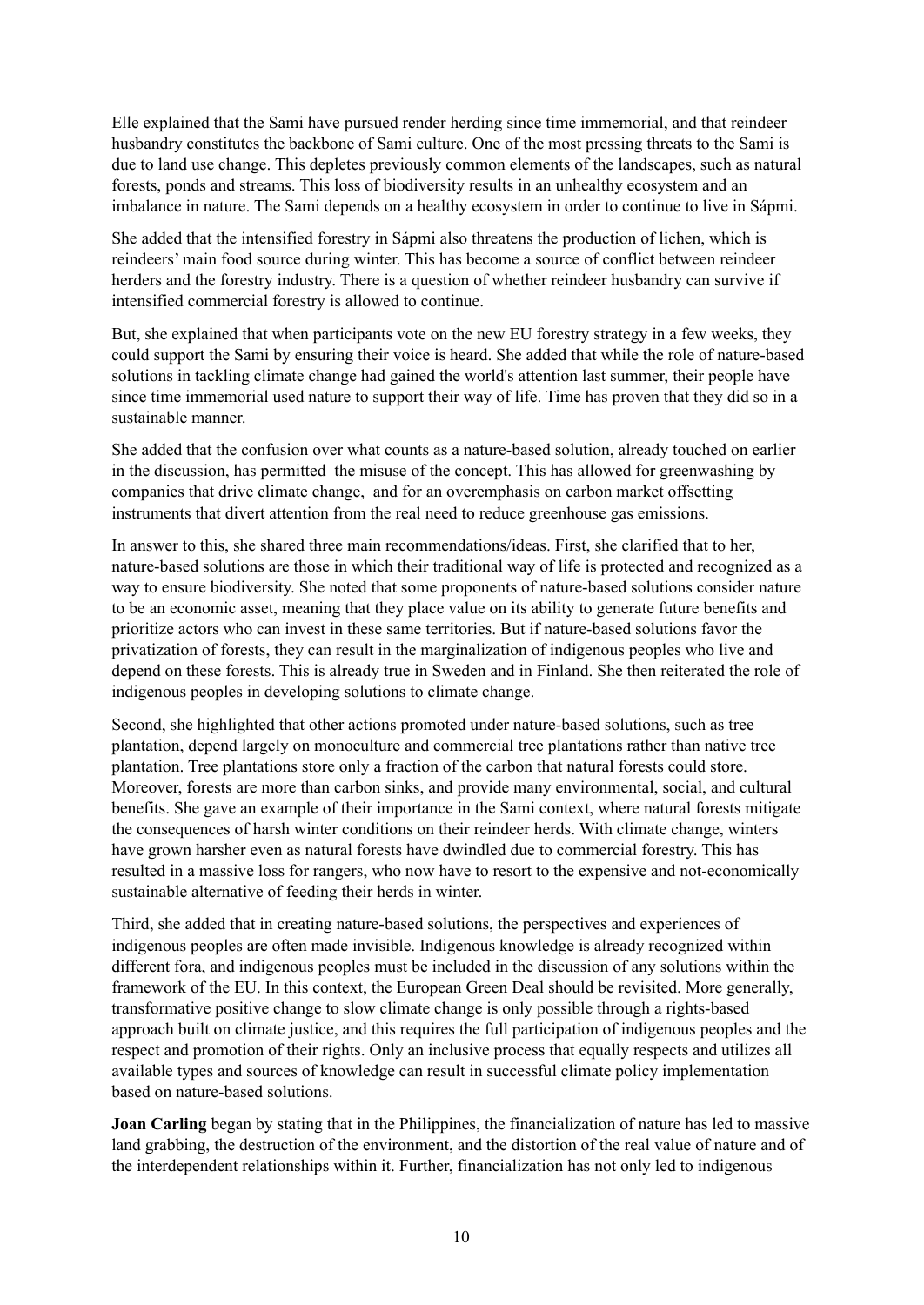Elle explained that the Sami have pursued render herding since time immemorial, and that reindeer husbandry constitutes the backbone of Sami culture. One of the most pressing threats to the Sami is due to land use change. This depletes previously common elements of the landscapes, such as natural forests, ponds and streams. This loss of biodiversity results in an unhealthy ecosystem and an imbalance in nature. The Sami depends on a healthy ecosystem in order to continue to live in Sápmi.

She added that the intensified forestry in Sápmi also threatens the production of lichen, which is reindeers' main food source during winter. This has become a source of conflict between reindeer herders and the forestry industry. There is a question of whether reindeer husbandry can survive if intensified commercial forestry is allowed to continue.

But, she explained that when participants vote on the new EU forestry strategy in a few weeks, they could support the Sami by ensuring their voice is heard. She added that while the role of nature-based solutions in tackling climate change had gained the world's attention last summer, their people have since time immemorial used nature to support their way of life. Time has proven that they did so in a sustainable manner.

She added that the confusion over what counts as a nature-based solution, already touched on earlier in the discussion, has permitted the misuse of the concept. This has allowed for greenwashing by companies that drive climate change, and for an overemphasis on carbon market offsetting instruments that divert attention from the real need to reduce greenhouse gas emissions.

In answer to this, she shared three main recommendations/ideas. First, she clarified that to her, nature-based solutions are those in which their traditional way of life is protected and recognized as a way to ensure biodiversity. She noted that some proponents of nature-based solutions consider nature to be an economic asset, meaning that they place value on its ability to generate future benefits and prioritize actors who can invest in these same territories. But if nature-based solutions favor the privatization of forests, they can result in the marginalization of indigenous peoples who live and depend on these forests. This is already true in Sweden and in Finland. She then reiterated the role of indigenous peoples in developing solutions to climate change.

Second, she highlighted that other actions promoted under nature-based solutions, such as tree plantation, depend largely on monoculture and commercial tree plantations rather than native tree plantation. Tree plantations store only a fraction of the carbon that natural forests could store. Moreover, forests are more than carbon sinks, and provide many environmental, social, and cultural benefits. She gave an example of their importance in the Sami context, where natural forests mitigate the consequences of harsh winter conditions on their reindeer herds. With climate change, winters have grown harsher even as natural forests have dwindled due to commercial forestry. This has resulted in a massive loss for rangers, who now have to resort to the expensive and not-economically sustainable alternative of feeding their herds in winter.

Third, she added that in creating nature-based solutions, the perspectives and experiences of indigenous peoples are often made invisible. Indigenous knowledge is already recognized within different fora, and indigenous peoples must be included in the discussion of any solutions within the framework of the EU. In this context, the European Green Deal should be revisited. More generally, transformative positive change to slow climate change is only possible through a rights-based approach built on climate justice, and this requires the full participation of indigenous peoples and the respect and promotion of their rights. Only an inclusive process that equally respects and utilizes all available types and sources of knowledge can result in successful climate policy implementation based on nature-based solutions.

**Joan Carling** began by stating that in the Philippines, the financialization of nature has led to massive land grabbing, the destruction of the environment, and the distortion of the real value of nature and of the interdependent relationships within it. Further, financialization has not only led to indigenous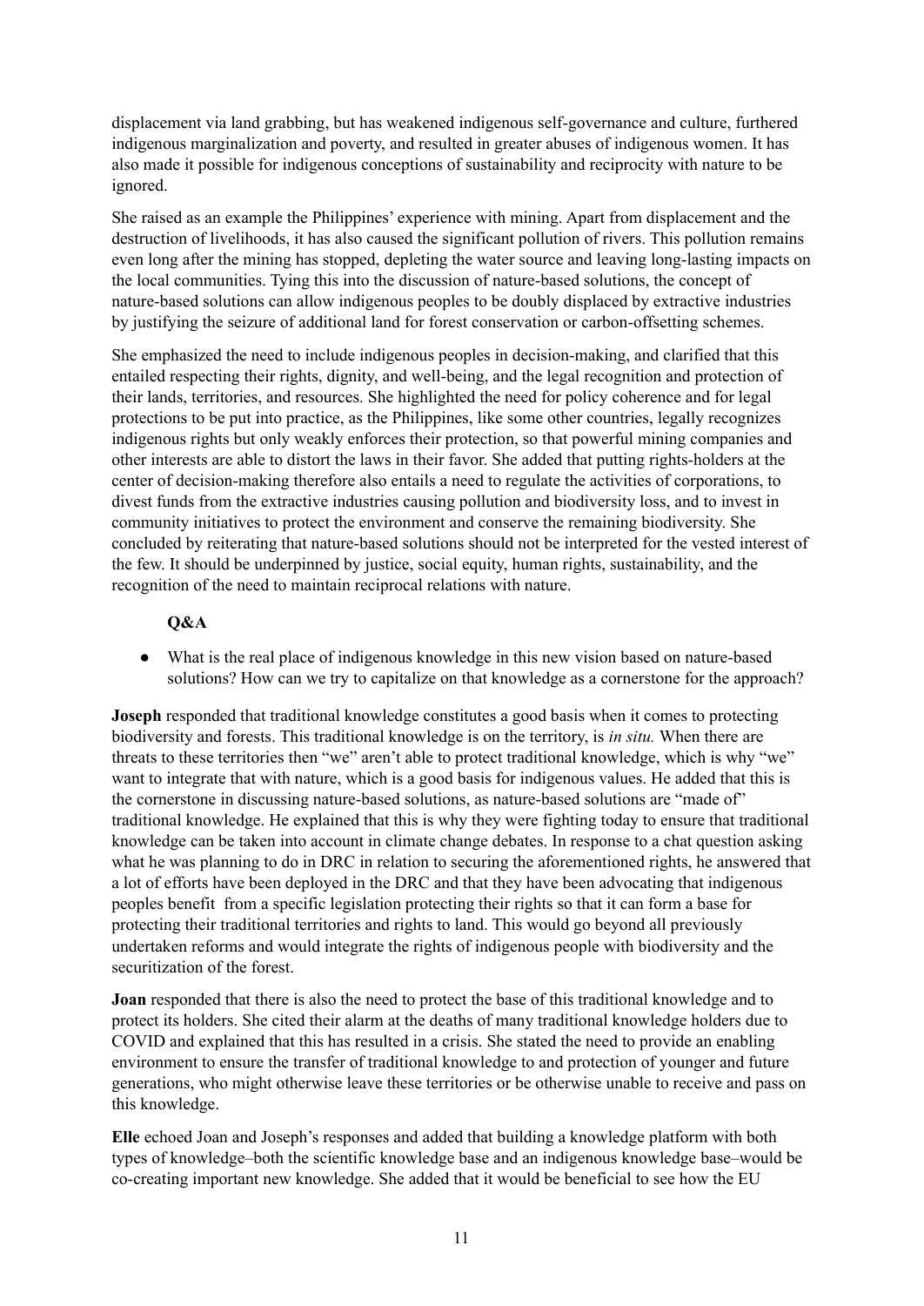displacement via land grabbing, but has weakened indigenous self-governance and culture, furthered indigenous marginalization and poverty, and resulted in greater abuses of indigenous women. It has also made it possible for indigenous conceptions of sustainability and reciprocity with nature to be ignored.

She raised as an example the Philippines' experience with mining. Apart from displacement and the destruction of livelihoods, it has also caused the significant pollution of rivers. This pollution remains even long after the mining has stopped, depleting the water source and leaving long-lasting impacts on the local communities. Tying this into the discussion of nature-based solutions, the concept of nature-based solutions can allow indigenous peoples to be doubly displaced by extractive industries by justifying the seizure of additional land for forest conservation or carbon-offsetting schemes.

She emphasized the need to include indigenous peoples in decision-making, and clarified that this entailed respecting their rights, dignity, and well-being, and the legal recognition and protection of their lands, territories, and resources. She highlighted the need for policy coherence and for legal protections to be put into practice, as the Philippines, like some other countries, legally recognizes indigenous rights but only weakly enforces their protection, so that powerful mining companies and other interests are able to distort the laws in their favor. She added that putting rights-holders at the center of decision-making therefore also entails a need to regulate the activities of corporations, to divest funds from the extractive industries causing pollution and biodiversity loss, and to invest in community initiatives to protect the environment and conserve the remaining biodiversity. She concluded by reiterating that nature-based solutions should not be interpreted for the vested interest of the few. It should be underpinned by justice, social equity, human rights, sustainability, and the recognition of the need to maintain reciprocal relations with nature.

**Q&A**

- What is the real place of indigenous knowledge in this new vision based on nature-based solutions? How can we try to capitalize on that knowledge as a cornerstone for the approach?

**Joseph** responded that traditional knowledge constitutes a good basis when it comes to protecting biodiversity and forests. This traditional knowledge is on the territory, is *in situ.* When there are threats to these territories then "we" aren't able to protect traditional knowledge, which is why "we" want to integrate that with nature, which is a good basis for indigenous values. He added that this is the cornerstone in discussing nature-based solutions, as nature-based solutions are "made of" traditional knowledge. He explained that this is why they were fighting today to ensure that traditional knowledge can be taken into account in climate change debates. In response to a chat question asking what he was planning to do in DRC in relation to securing the aforementioned rights, he answered that a lot of efforts have been deployed in the DRC and that they have been advocating that indigenous peoples benefit from a specific legislation protecting their rights so that it can form a base for protecting their traditional territories and rights to land. This would go beyond all previously undertaken reforms and would integrate the rights of indigenous people with biodiversity and the securitization of the forest.

**Joan** responded that there is also the need to protect the base of this traditional knowledge and to protect its holders. She cited their alarm at the deaths of many traditional knowledge holders due to COVID and explained that this has resulted in a crisis. She stated the need to provide an enabling environment to ensure the transfer of traditional knowledge to and protection of younger and future generations, who might otherwise leave these territories or be otherwise unable to receive and pass on this knowledge.

**Elle** echoed Joan and Joseph's responses and added that building a knowledge platform with both types of knowledge–both the scientific knowledge base and an indigenous knowledge base–would be co-creating important new knowledge. She added that it would be beneficial to see how the EU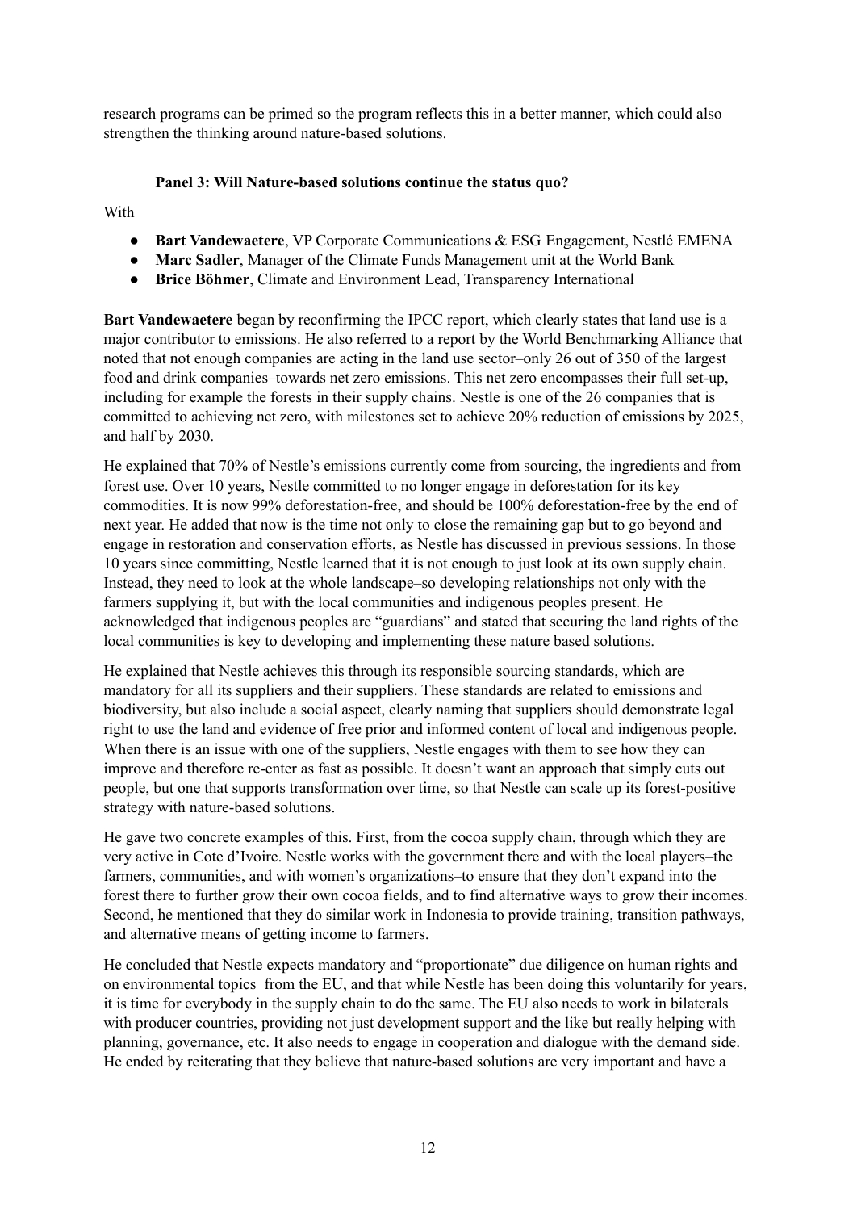research programs can be primed so the program reflects this in a better manner, which could also strengthen the thinking around nature-based solutions.

### Panel 3: Will Nature-based solutions continue the status quo?

With

- **Bart Vandewaetere**, VP Corporate Communications & ESG Engagement, Nestlé EMENA
- **Marc Sadler**, Manager of the Climate Funds Management unit at the World Bank
- **Brice Böhmer**, Climate and Environment Lead, Transparency International

**Bart Vandewaetere** began by reconfirming the IPCC report, which clearly states that land use is a major contributor to emissions. He also referred to a report by the World Benchmarking Alliance that noted that not enough companies are acting in the land use sector–only 26 out of 350 of the largest food and drink companies–towards net zero emissions. This net zero encompasses their full set-up, including for example the forests in their supply chains. Nestle is one of the 26 companies that is committed to achieving net zero, with milestones set to achieve 20% reduction of emissions by 2025, and half by 2030.

He explained that 70% of Nestle's emissions currently come from sourcing, the ingredients and from forest use. Over 10 years, Nestle committed to no longer engage in deforestation for its key commodities. It is now 99% deforestation-free, and should be 100% deforestation-free by the end of next year. He added that now is the time not only to close the remaining gap but to go beyond and engage in restoration and conservation efforts, as Nestle has discussed in previous sessions. In those 10 years since committing, Nestle learned that it is not enough to just look at its own supply chain. Instead, they need to look at the whole landscape–so developing relationships not only with the farmers supplying it, but with the local communities and indigenous peoples present. He acknowledged that indigenous peoples are "guardians" and stated that securing the land rights of the local communities is key to developing and implementing these nature based solutions.

He explained that Nestle achieves this through its responsible sourcing standards, which are mandatory for all its suppliers and their suppliers. These standards are related to emissions and biodiversity, but also include a social aspect, clearly naming that suppliers should demonstrate legal right to use the land and evidence of free prior and informed content of local and indigenous people. When there is an issue with one of the suppliers, Nestle engages with them to see how they can improve and therefore re-enter as fast as possible. It doesn't want an approach that simply cuts out people, but one that supports transformation over time, so that Nestle can scale up its forest-positive strategy with nature-based solutions.

He gave two concrete examples of this. First, from the cocoa supply chain, through which they are very active in Cote d'Ivoire. Nestle works with the government there and with the local players–the farmers, communities, and with women's organizations–to ensure that they don't expand into the forest there to further grow their own cocoa fields, and to find alternative ways to grow their incomes. Second, he mentioned that they do similar work in Indonesia to provide training, transition pathways, and alternative means of getting income to farmers.

He concluded that Nestle expects mandatory and "proportionate" due diligence on human rights and on environmental topics from the EU, and that while Nestle has been doing this voluntarily for years, it is time for everybody in the supply chain to do the same. The EU also needs to work in bilaterals with producer countries, providing not just development support and the like but really helping with planning, governance, etc. It also needs to engage in cooperation and dialogue with the demand side. He ended by reiterating that they believe that nature-based solutions are very important and have a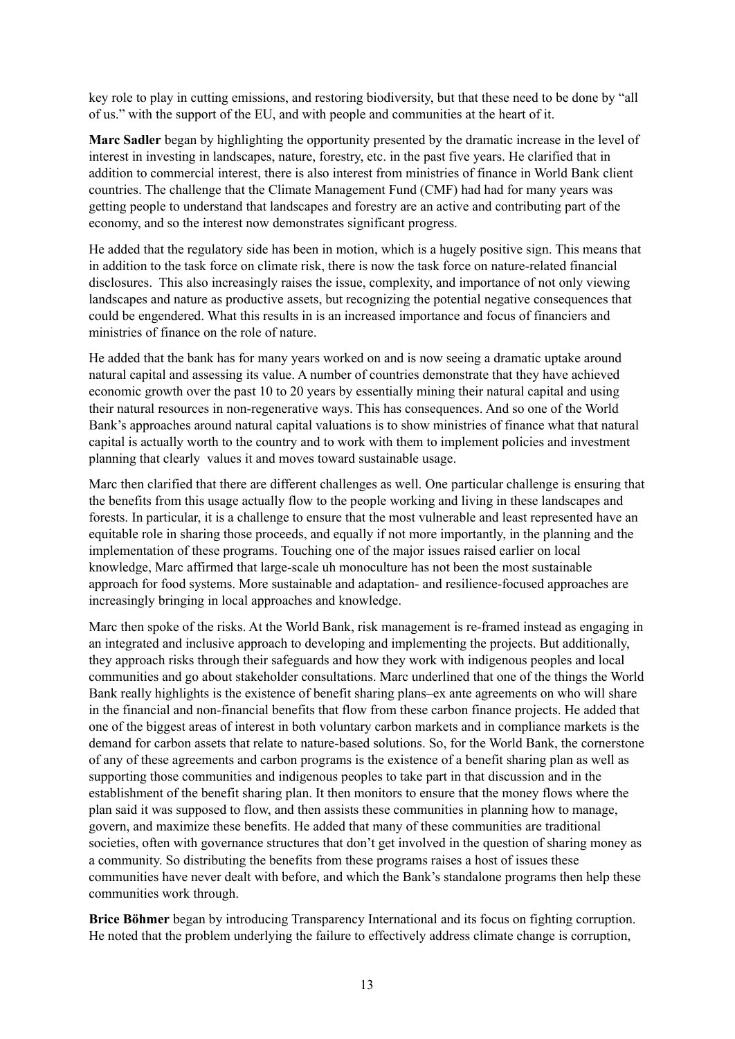key role to play in cutting emissions, and restoring biodiversity, but that these need to be done by "all of us." with the support of the EU, and with people and communities at the heart of it.

**Marc Sadler** began by highlighting the opportunity presented by the dramatic increase in the level of interest in investing in landscapes, nature, forestry, etc. in the past five years. He clarified that in addition to commercial interest, there is also interest from ministries of finance in World Bank client countries. The challenge that the Climate Management Fund (CMF) had had for many years was getting people to understand that landscapes and forestry are an active and contributing part of the economy, and so the interest now demonstrates significant progress.

He added that the regulatory side has been in motion, which is a hugely positive sign. This means that in addition to the task force on climate risk, there is now the task force on nature-related financial disclosures. This also increasingly raises the issue, complexity, and importance of not only viewing landscapes and nature as productive assets, but recognizing the potential negative consequences that could be engendered. What this results in is an increased importance and focus of financiers and ministries of finance on the role of nature.

He added that the bank has for many years worked on and is now seeing a dramatic uptake around natural capital and assessing its value. A number of countries demonstrate that they have achieved economic growth over the past 10 to 20 years by essentially mining their natural capital and using their natural resources in non-regenerative ways. This has consequences. And so one of the World Bank's approaches around natural capital valuations is to show ministries of finance what that natural capital is actually worth to the country and to work with them to implement policies and investment planning that clearly values it and moves toward sustainable usage.

Marc then clarified that there are different challenges as well. One particular challenge is ensuring that the benefits from this usage actually flow to the people working and living in these landscapes and forests. In particular, it is a challenge to ensure that the most vulnerable and least represented have an equitable role in sharing those proceeds, and equally if not more importantly, in the planning and the implementation of these programs. Touching one of the major issues raised earlier on local knowledge, Marc affirmed that large-scale uh monoculture has not been the most sustainable approach for food systems. More sustainable and adaptation- and resilience-focused approaches are increasingly bringing in local approaches and knowledge.

Marc then spoke of the risks. At the World Bank, risk management is re-framed instead as engaging in an integrated and inclusive approach to developing and implementing the projects. But additionally, they approach risks through their safeguards and how they work with indigenous peoples and local communities and go about stakeholder consultations. Marc underlined that one of the things the World Bank really highlights is the existence of benefit sharing plans–ex ante agreements on who will share in the financial and non-financial benefits that flow from these carbon finance projects. He added that one of the biggest areas of interest in both voluntary carbon markets and in compliance markets is the demand for carbon assets that relate to nature-based solutions. So, for the World Bank, the cornerstone of any of these agreements and carbon programs is the existence of a benefit sharing plan as well as supporting those communities and indigenous peoples to take part in that discussion and in the establishment of the benefit sharing plan. It then monitors to ensure that the money flows where the plan said it was supposed to flow, and then assists these communities in planning how to manage, govern, and maximize these benefits. He added that many of these communities are traditional societies, often with governance structures that don't get involved in the question of sharing money as a community. So distributing the benefits from these programs raises a host of issues these communities have never dealt with before, and which the Bank's standalone programs then help these communities work through.

**Brice Böhmer** began by introducing Transparency International and its focus on fighting corruption. He noted that the problem underlying the failure to effectively address climate change is corruption,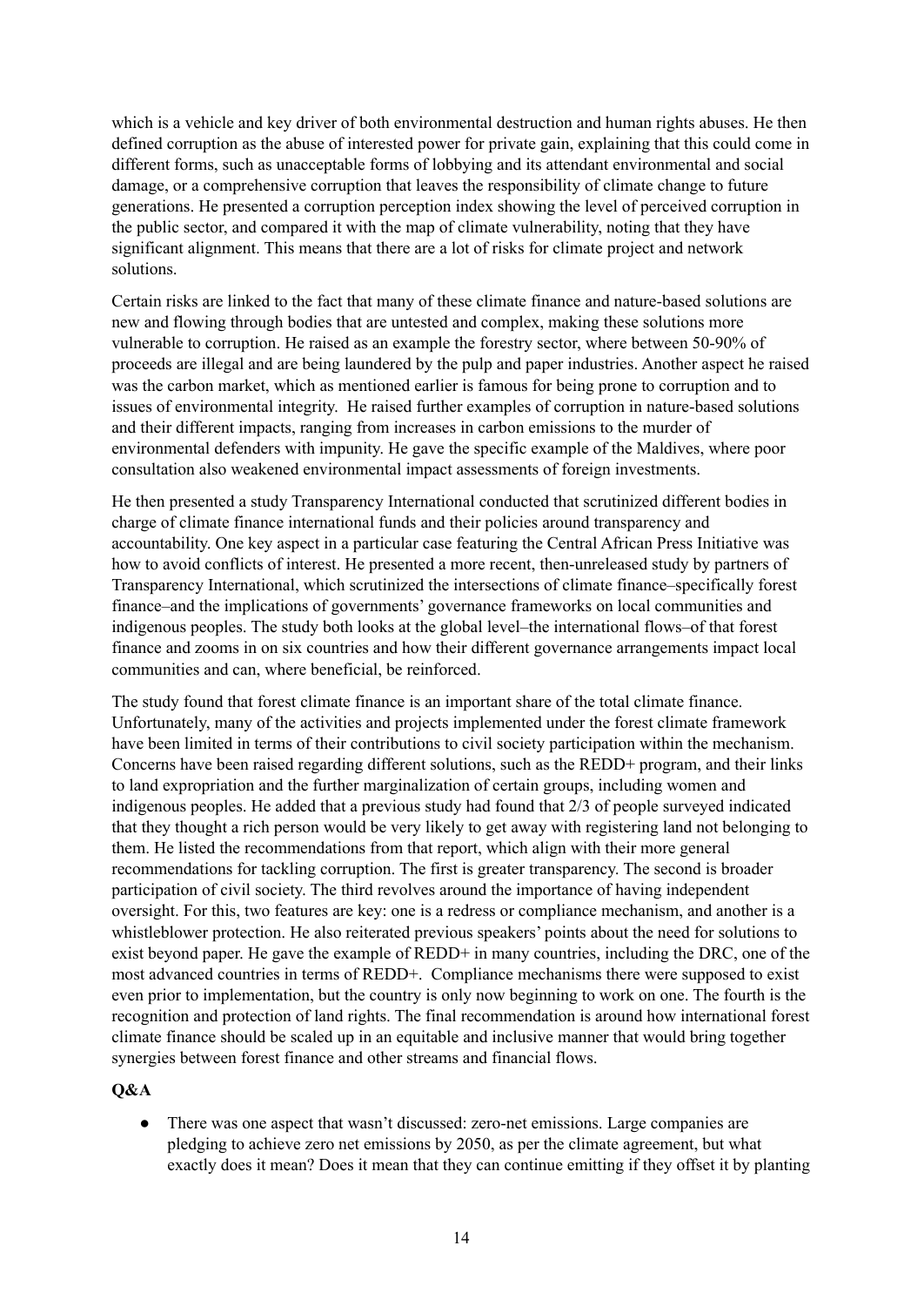which is a vehicle and key driver of both environmental destruction and human rights abuses. He then defined corruption as the abuse of interested power for private gain, explaining that this could come in different forms, such as unacceptable forms of lobbying and its attendant environmental and social damage, or a comprehensive corruption that leaves the responsibility of climate change to future generations. He presented a corruption perception index showing the level of perceived corruption in the public sector, and compared it with the map of climate vulnerability, noting that they have significant alignment. This means that there are a lot of risks for climate project and network solutions.

Certain risks are linked to the fact that many of these climate finance and nature-based solutions are new and flowing through bodies that are untested and complex, making these solutions more vulnerable to corruption. He raised as an example the forestry sector, where between 50-90% of proceeds are illegal and are being laundered by the pulp and paper industries. Another aspect he raised was the carbon market, which as mentioned earlier is famous for being prone to corruption and to issues of environmental integrity. He raised further examples of corruption in nature-based solutions and their different impacts, ranging from increases in carbon emissions to the murder of environmental defenders with impunity. He gave the specific example of the Maldives, where poor consultation also weakened environmental impact assessments of foreign investments.

He then presented a study Transparency International conducted that scrutinized different bodies in charge of climate finance international funds and their policies around transparency and accountability. One key aspect in a particular case featuring the Central African Press Initiative was how to avoid conflicts of interest. He presented a more recent, then-unreleased study by partners of Transparency International, which scrutinized the intersections of climate finance–specifically forest finance–and the implications of governments' governance frameworks on local communities and indigenous peoples. The study both looks at the global level–the international flows–of that forest finance and zooms in on six countries and how their different governance arrangements impact local communities and can, where beneficial, be reinforced.

The study found that forest climate finance is an important share of the total climate finance. Unfortunately, many of the activities and projects implemented under the forest climate framework have been limited in terms of their contributions to civil society participation within the mechanism. Concerns have been raised regarding different solutions, such as the REDD+ program, and their links to land expropriation and the further marginalization of certain groups, including women and indigenous peoples. He added that a previous study had found that 2/3 of people surveyed indicated that they thought a rich person would be very likely to get away with registering land not belonging to them. He listed the recommendations from that report, which align with their more general recommendations for tackling corruption. The first is greater transparency. The second is broader participation of civil society. The third revolves around the importance of having independent oversight. For this, two features are key: one is a redress or compliance mechanism, and another is a whistleblower protection. He also reiterated previous speakers' points about the need for solutions to exist beyond paper. He gave the example of REDD+ in many countries, including the DRC, one of the most advanced countries in terms of REDD+. Compliance mechanisms there were supposed to exist even prior to implementation, but the country is only now beginning to work on one. The fourth is the recognition and protection of land rights. The final recommendation is around how international forest climate finance should be scaled up in an equitable and inclusive manner that would bring together synergies between forest finance and other streams and financial flows.

**Q&A**

- There was one aspect that wasn't discussed: zero-net emissions. Large companies are pledging to achieve zero net emissions by 2050, as per the climate agreement, but what exactly does it mean? Does it mean that they can continue emitting if they offset it by planting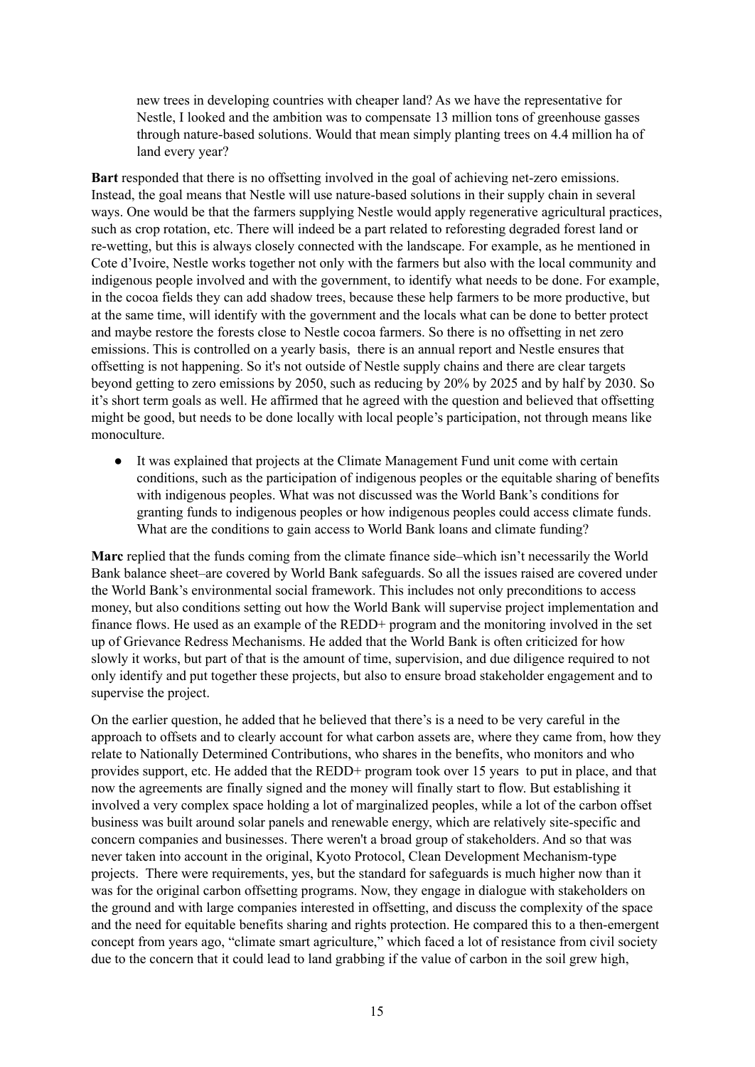new trees in developing countries with cheaper land? As we have the representative for Nestle, I looked and the ambition was to compensate 13 million tons of greenhouse gasses through nature-based solutions. Would that mean simply planting trees on 4.4 million ha of land every year?

**Bart** responded that there is no offsetting involved in the goal of achieving net-zero emissions. Instead, the goal means that Nestle will use nature-based solutions in their supply chain in several ways. One would be that the farmers supplying Nestle would apply regenerative agricultural practices, such as crop rotation, etc. There will indeed be a part related to reforesting degraded forest land or re-wetting, but this is always closely connected with the landscape. For example, as he mentioned in Cote d'Ivoire, Nestle works together not only with the farmers but also with the local community and indigenous people involved and with the government, to identify what needs to be done. For example, in the cocoa fields they can add shadow trees, because these help farmers to be more productive, but at the same time, will identify with the government and the locals what can be done to better protect and maybe restore the forests close to Nestle cocoa farmers. So there is no offsetting in net zero emissions. This is controlled on a yearly basis, there is an annual report and Nestle ensures that offsetting is not happening. So it's not outside of Nestle supply chains and there are clear targets beyond getting to zero emissions by 2050, such as reducing by 20% by 2025 and by half by 2030. So it's short term goals as well. He affirmed that he agreed with the question and believed that offsetting might be good, but needs to be done locally with local people's participation, not through means like monoculture.

- It was explained that projects at the Climate Management Fund unit come with certain conditions, such as the participation of indigenous peoples or the equitable sharing of benefits with indigenous peoples. What was not discussed was the World Bank's conditions for granting funds to indigenous peoples or how indigenous peoples could access climate funds. What are the conditions to gain access to World Bank loans and climate funding?

**Marc** replied that the funds coming from the climate finance side–which isn't necessarily the World Bank balance sheet–are covered by World Bank safeguards. So all the issues raised are covered under the World Bank's environmental social framework. This includes not only preconditions to access money, but also conditions setting out how the World Bank will supervise project implementation and finance flows. He used as an example of the REDD+ program and the monitoring involved in the set up of Grievance Redress Mechanisms. He added that the World Bank is often criticized for how slowly it works, but part of that is the amount of time, supervision, and due diligence required to not only identify and put together these projects, but also to ensure broad stakeholder engagement and to supervise the project.

On the earlier question, he added that he believed that there's is a need to be very careful in the approach to offsets and to clearly account for what carbon assets are, where they came from, how they relate to Nationally Determined Contributions, who shares in the benefits, who monitors and who provides support, etc. He added that the REDD+ program took over 15 years to put in place, and that now the agreements are finally signed and the money will finally start to flow. But establishing it involved a very complex space holding a lot of marginalized peoples, while a lot of the carbon offset business was built around solar panels and renewable energy, which are relatively site-specific and concern companies and businesses. There weren't a broad group of stakeholders. And so that was never taken into account in the original, Kyoto Protocol, Clean Development Mechanism-type projects. There were requirements, yes, but the standard for safeguards is much higher now than it was for the original carbon offsetting programs. Now, they engage in dialogue with stakeholders on the ground and with large companies interested in offsetting, and discuss the complexity of the space and the need for equitable benefits sharing and rights protection. He compared this to a then-emergent concept from years ago, "climate smart agriculture," which faced a lot of resistance from civil society due to the concern that it could lead to land grabbing if the value of carbon in the soil grew high,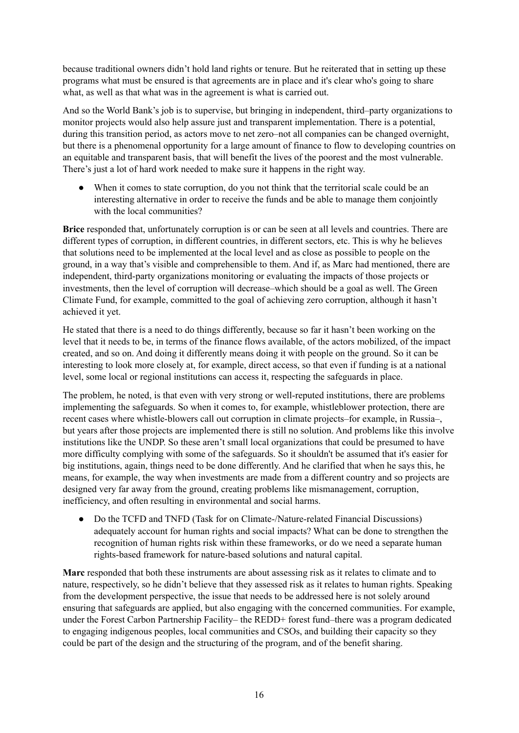because traditional owners didn't hold land rights or tenure. But he reiterated that in setting up these programs what must be ensured is that agreements are in place and it's clear who's going to share what, as well as that what was in the agreement is what is carried out.

And so the World Bank's job is to supervise, but bringing in independent, third–party organizations to monitor projects would also help assure just and transparent implementation. There is a potential, during this transition period, as actors move to net zero–not all companies can be changed overnight, but there is a phenomenal opportunity for a large amount of finance to flow to developing countries on an equitable and transparent basis, that will benefit the lives of the poorest and the most vulnerable. There's just a lot of hard work needed to make sure it happens in the right way.

- When it comes to state corruption, do you not think that the territorial scale could be an interesting alternative in order to receive the funds and be able to manage them conjointly with the local communities?

**Brice** responded that, unfortunately corruption is or can be seen at all levels and countries. There are different types of corruption, in different countries, in different sectors, etc. This is why he believes that solutions need to be implemented at the local level and as close as possible to people on the ground, in a way that's visible and comprehensible to them. And if, as Marc had mentioned, there are independent, third-party organizations monitoring or evaluating the impacts of those projects or investments, then the level of corruption will decrease–which should be a goal as well. The Green Climate Fund, for example, committed to the goal of achieving zero corruption, although it hasn't achieved it yet.

He stated that there is a need to do things differently, because so far it hasn't been working on the level that it needs to be, in terms of the finance flows available, of the actors mobilized, of the impact created, and so on. And doing it differently means doing it with people on the ground. So it can be interesting to look more closely at, for example, direct access, so that even if funding is at a national level, some local or regional institutions can access it, respecting the safeguards in place.

The problem, he noted, is that even with very strong or well-reputed institutions, there are problems implementing the safeguards. So when it comes to, for example, whistleblower protection, there are recent cases where whistle-blowers call out corruption in climate projects–for example, in Russia–, but years after those projects are implemented there is still no solution. And problems like this involve institutions like the UNDP. So these aren't small local organizations that could be presumed to have more difficulty complying with some of the safeguards. So it shouldn't be assumed that it's easier for big institutions, again, things need to be done differently. And he clarified that when he says this, he means, for example, the way when investments are made from a different country and so projects are designed very far away from the ground, creating problems like mismanagement, corruption, inefficiency, and often resulting in environmental and social harms.

- Do the TCFD and TNFD (Task for on Climate-/Nature-related Financial Discussions) adequately account for human rights and social impacts? What can be done to strengthen the recognition of human rights risk within these frameworks, or do we need a separate human rights-based framework for nature-based solutions and natural capital.

**Marc** responded that both these instruments are about assessing risk as it relates to climate and to nature, respectively, so he didn't believe that they assessed risk as it relates to human rights. Speaking from the development perspective, the issue that needs to be addressed here is not solely around ensuring that safeguards are applied, but also engaging with the concerned communities. For example, under the Forest Carbon Partnership Facility– the REDD+ forest fund–there was a program dedicated to engaging indigenous peoples, local communities and CSOs, and building their capacity so they could be part of the design and the structuring of the program, and of the benefit sharing.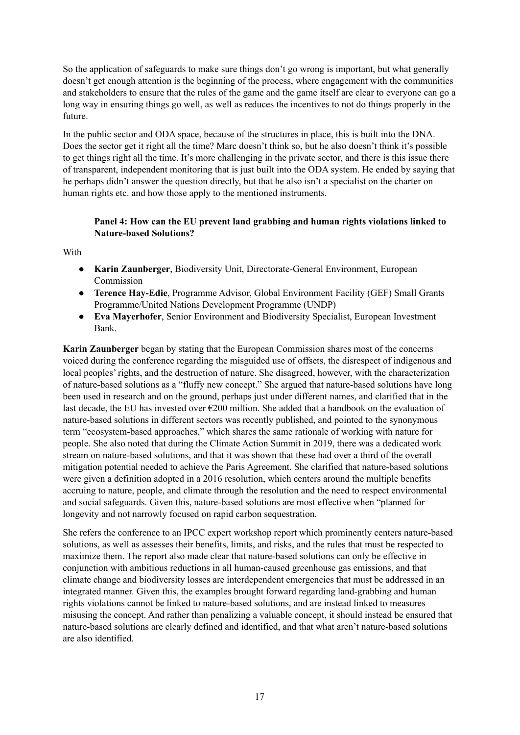So the application of safeguards to make sure things don't go wrong is important, but what generally doesn't get enough attention is the beginning of the process, where engagement with the communities and stakeholders to ensure that the rules of the game and the game itself are clear to everyone can go a long way in ensuring things go well, as well as reduces the incentives to not do things properly in the future.

In the public sector and ODA space, because of the structures in place, this is built into the DNA. Does the sector get it right all the time? Marc doesn't think so, but he also doesn't think it's possible to get things right all the time. It's more challenging in the private sector, and there is this issue there of transparent, independent monitoring that is just built into the ODA system. He ended by saying that he perhaps didn't answer the question directly, but that he also isn't a specialist on the charter on human rights etc. and how those apply to the mentioned instruments.

### Panel 4: How can the EU prevent land grabbing and human rights violations linked to Nature-based Solutions?

With

- **Karin Zaunberger**, Biodiversity Unit, Directorate-General Environment, European Commission
- **Terence Hay-Edie**, Programme Advisor, Global Environment Facility (GEF) Small Grants Programme/United Nations Development Programme (UNDP)
- **Eva Mayerhofer**, Senior Environment and Biodiversity Specialist, European Investment Bank.

**Karin Zaunberger** began by stating that the European Commission shares most of the concerns voiced during the conference regarding the misguided use of offsets, the disrespect of indigenous and local peoples' rights, and the destruction of nature. She disagreed, however, with the characterization of nature-based solutions as a "fluffy new concept." She argued that nature-based solutions have long been used in research and on the ground, perhaps just under different names, and clarified that in the last decade, the EU has invested over €200 million. She added that a handbook on the evaluation of nature-based solutions in different sectors was recently published, and pointed to the synonymous term "ecosystem-based approaches," which shares the same rationale of working with nature for people. She also noted that during the Climate Action Summit in 2019, there was a dedicated work stream on nature-based solutions, and that it was shown that these had over a third of the overall mitigation potential needed to achieve the Paris Agreement. She clarified that nature-based solutions were given a definition adopted in a 2016 resolution, which centers around the multiple benefits accruing to nature, people, and climate through the resolution and the need to respect environmental and social safeguards. Given this, nature-based solutions are most effective when "planned for longevity and not narrowly focused on rapid carbon sequestration.

She refers the conference to an IPCC expert workshop report which prominently centers nature-based solutions, as well as assesses their benefits, limits, and risks, and the rules that must be respected to maximize them. The report also made clear that nature-based solutions can only be effective in conjunction with ambitious reductions in all human-caused greenhouse gas emissions, and that climate change and biodiversity losses are interdependent emergencies that must be addressed in an integrated manner. Given this, the examples brought forward regarding land-grabbing and human rights violations cannot be linked to nature-based solutions, and are instead linked to measures misusing the concept. And rather than penalizing a valuable concept, it should instead be ensured that nature-based solutions are clearly defined and identified, and that what aren't nature-based solutions are also identified.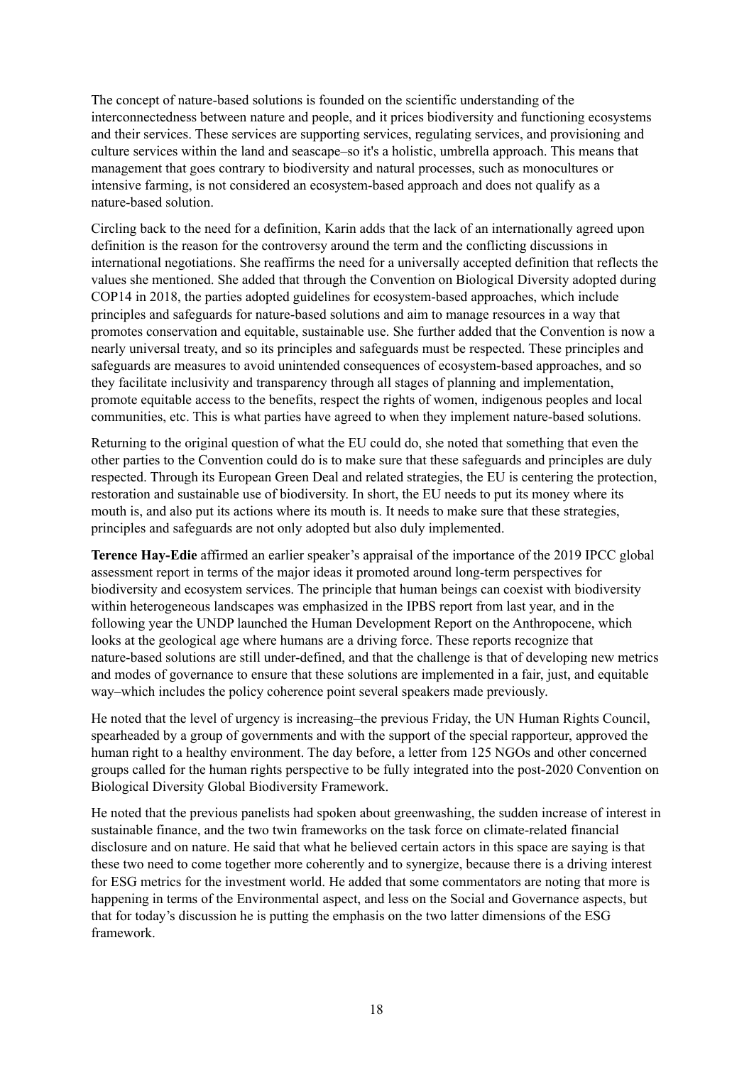The concept of nature-based solutions is founded on the scientific understanding of the interconnectedness between nature and people, and it prices biodiversity and functioning ecosystems and their services. These services are supporting services, regulating services, and provisioning and culture services within the land and seascape–so it's a holistic, umbrella approach. This means that management that goes contrary to biodiversity and natural processes, such as monocultures or intensive farming, is not considered an ecosystem-based approach and does not qualify as a nature-based solution.

Circling back to the need for a definition, Karin adds that the lack of an internationally agreed upon definition is the reason for the controversy around the term and the conflicting discussions in international negotiations. She reaffirms the need for a universally accepted definition that reflects the values she mentioned. She added that through the Convention on Biological Diversity adopted during COP14 in 2018, the parties adopted guidelines for ecosystem-based approaches, which include principles and safeguards for nature-based solutions and aim to manage resources in a way that promotes conservation and equitable, sustainable use. She further added that the Convention is now a nearly universal treaty, and so its principles and safeguards must be respected. These principles and safeguards are measures to avoid unintended consequences of ecosystem-based approaches, and so they facilitate inclusivity and transparency through all stages of planning and implementation, promote equitable access to the benefits, respect the rights of women, indigenous peoples and local communities, etc. This is what parties have agreed to when they implement nature-based solutions.

Returning to the original question of what the EU could do, she noted that something that even the other parties to the Convention could do is to make sure that these safeguards and principles are duly respected. Through its European Green Deal and related strategies, the EU is centering the protection, restoration and sustainable use of biodiversity. In short, the EU needs to put its money where its mouth is, and also put its actions where its mouth is. It needs to make sure that these strategies, principles and safeguards are not only adopted but also duly implemented.

**Terence Hay-Edie** affirmed an earlier speaker's appraisal of the importance of the 2019 IPCC global assessment report in terms of the major ideas it promoted around long-term perspectives for biodiversity and ecosystem services. The principle that human beings can coexist with biodiversity within heterogeneous landscapes was emphasized in the IPBS report from last year, and in the following year the UNDP launched the Human Development Report on the Anthropocene, which looks at the geological age where humans are a driving force. These reports recognize that nature-based solutions are still under-defined, and that the challenge is that of developing new metrics and modes of governance to ensure that these solutions are implemented in a fair, just, and equitable way–which includes the policy coherence point several speakers made previously.

He noted that the level of urgency is increasing–the previous Friday, the UN Human Rights Council, spearheaded by a group of governments and with the support of the special rapporteur, approved the human right to a healthy environment. The day before, a letter from 125 NGOs and other concerned groups called for the human rights perspective to be fully integrated into the post-2020 Convention on Biological Diversity Global Biodiversity Framework.

He noted that the previous panelists had spoken about greenwashing, the sudden increase of interest in sustainable finance, and the two twin frameworks on the task force on climate-related financial disclosure and on nature. He said that what he believed certain actors in this space are saying is that these two need to come together more coherently and to synergize, because there is a driving interest for ESG metrics for the investment world. He added that some commentators are noting that more is happening in terms of the Environmental aspect, and less on the Social and Governance aspects, but that for today's discussion he is putting the emphasis on the two latter dimensions of the ESG framework.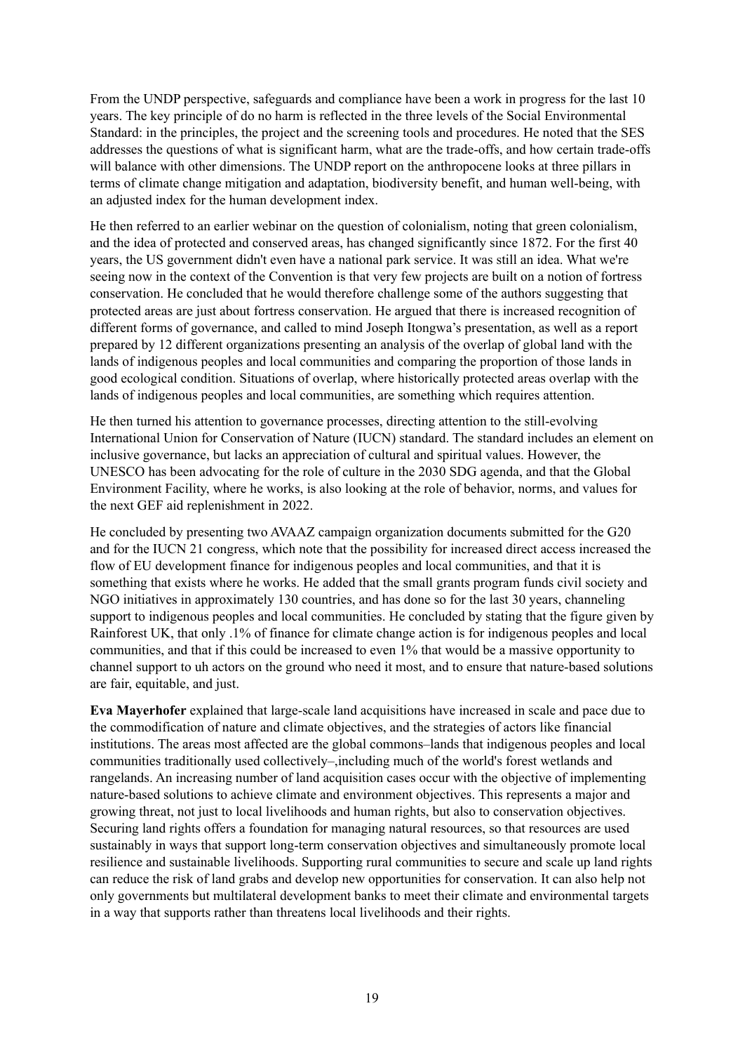From the UNDP perspective, safeguards and compliance have been a work in progress for the last 10 years. The key principle of do no harm is reflected in the three levels of the Social Environmental Standard: in the principles, the project and the screening tools and procedures. He noted that the SES addresses the questions of what is significant harm, what are the trade-offs, and how certain trade-offs will balance with other dimensions. The UNDP report on the anthropocene looks at three pillars in terms of climate change mitigation and adaptation, biodiversity benefit, and human well-being, with an adjusted index for the human development index.

He then referred to an earlier webinar on the question of colonialism, noting that green colonialism, and the idea of protected and conserved areas, has changed significantly since 1872. For the first 40 years, the US government didn't even have a national park service. It was still an idea. What we're seeing now in the context of the Convention is that very few projects are built on a notion of fortress conservation. He concluded that he would therefore challenge some of the authors suggesting that protected areas are just about fortress conservation. He argued that there is increased recognition of different forms of governance, and called to mind Joseph Itongwa's presentation, as well as a report prepared by 12 different organizations presenting an analysis of the overlap of global land with the lands of indigenous peoples and local communities and comparing the proportion of those lands in good ecological condition. Situations of overlap, where historically protected areas overlap with the lands of indigenous peoples and local communities, are something which requires attention.

He then turned his attention to governance processes, directing attention to the still-evolving International Union for Conservation of Nature (IUCN) standard. The standard includes an element on inclusive governance, but lacks an appreciation of cultural and spiritual values. However, the UNESCO has been advocating for the role of culture in the 2030 SDG agenda, and that the Global Environment Facility, where he works, is also looking at the role of behavior, norms, and values for the next GEF aid replenishment in 2022.

He concluded by presenting two AVAAZ campaign organization documents submitted for the G20 and for the IUCN 21 congress, which note that the possibility for increased direct access increased the flow of EU development finance for indigenous peoples and local communities, and that it is something that exists where he works. He added that the small grants program funds civil society and NGO initiatives in approximately 130 countries, and has done so for the last 30 years, channeling support to indigenous peoples and local communities. He concluded by stating that the figure given by Rainforest UK, that only .1% of finance for climate change action is for indigenous peoples and local communities, and that if this could be increased to even 1% that would be a massive opportunity to channel support to uh actors on the ground who need it most, and to ensure that nature-based solutions are fair, equitable, and just.

**Eva Mayerhofer** explained that large-scale land acquisitions have increased in scale and pace due to the commodification of nature and climate objectives, and the strategies of actors like financial institutions. The areas most affected are the global commons–lands that indigenous peoples and local communities traditionally used collectively–,including much of the world's forest wetlands and rangelands. An increasing number of land acquisition cases occur with the objective of implementing nature-based solutions to achieve climate and environment objectives. This represents a major and growing threat, not just to local livelihoods and human rights, but also to conservation objectives. Securing land rights offers a foundation for managing natural resources, so that resources are used sustainably in ways that support long-term conservation objectives and simultaneously promote local resilience and sustainable livelihoods. Supporting rural communities to secure and scale up land rights can reduce the risk of land grabs and develop new opportunities for conservation. It can also help not only governments but multilateral development banks to meet their climate and environmental targets in a way that supports rather than threatens local livelihoods and their rights.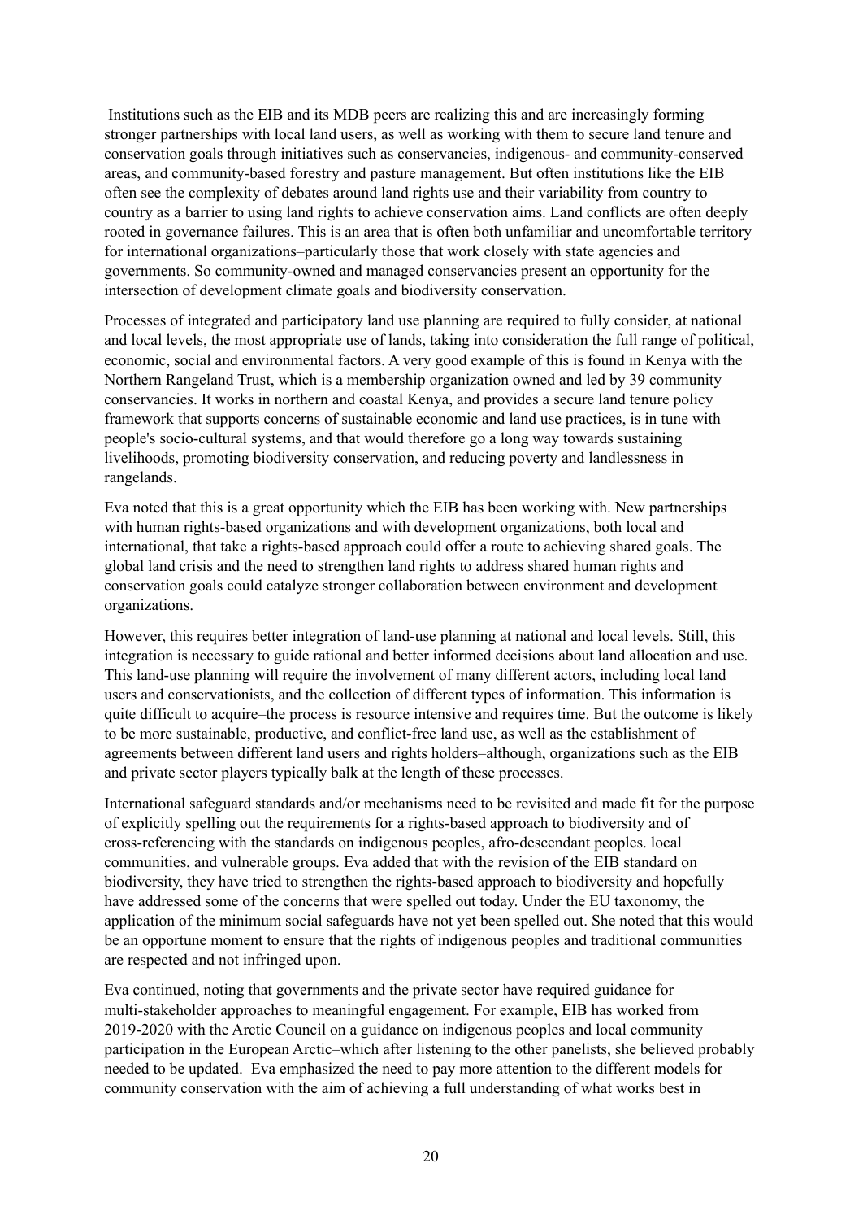Institutions such as the EIB and its MDB peers are realizing this and are increasingly forming stronger partnerships with local land users, as well as working with them to secure land tenure and conservation goals through initiatives such as conservancies, indigenous- and community-conserved areas, and community-based forestry and pasture management. But often institutions like the EIB often see the complexity of debates around land rights use and their variability from country to country as a barrier to using land rights to achieve conservation aims. Land conflicts are often deeply rooted in governance failures. This is an area that is often both unfamiliar and uncomfortable territory for international organizations–particularly those that work closely with state agencies and governments. So community-owned and managed conservancies present an opportunity for the intersection of development climate goals and biodiversity conservation.

Processes of integrated and participatory land use planning are required to fully consider, at national and local levels, the most appropriate use of lands, taking into consideration the full range of political, economic, social and environmental factors. A very good example of this is found in Kenya with the Northern Rangeland Trust, which is a membership organization owned and led by 39 community conservancies. It works in northern and coastal Kenya, and provides a secure land tenure policy framework that supports concerns of sustainable economic and land use practices, is in tune with people's socio-cultural systems, and that would therefore go a long way towards sustaining livelihoods, promoting biodiversity conservation, and reducing poverty and landlessness in rangelands.

Eva noted that this is a great opportunity which the EIB has been working with. New partnerships with human rights-based organizations and with development organizations, both local and international, that take a rights-based approach could offer a route to achieving shared goals. The global land crisis and the need to strengthen land rights to address shared human rights and conservation goals could catalyze stronger collaboration between environment and development organizations.

However, this requires better integration of land-use planning at national and local levels. Still, this integration is necessary to guide rational and better informed decisions about land allocation and use. This land-use planning will require the involvement of many different actors, including local land users and conservationists, and the collection of different types of information. This information is quite difficult to acquire–the process is resource intensive and requires time. But the outcome is likely to be more sustainable, productive, and conflict-free land use, as well as the establishment of agreements between different land users and rights holders–although, organizations such as the EIB and private sector players typically balk at the length of these processes.

International safeguard standards and/or mechanisms need to be revisited and made fit for the purpose of explicitly spelling out the requirements for a rights-based approach to biodiversity and of cross-referencing with the standards on indigenous peoples, afro-descendant peoples. local communities, and vulnerable groups. Eva added that with the revision of the EIB standard on biodiversity, they have tried to strengthen the rights-based approach to biodiversity and hopefully have addressed some of the concerns that were spelled out today. Under the EU taxonomy, the application of the minimum social safeguards have not yet been spelled out. She noted that this would be an opportune moment to ensure that the rights of indigenous peoples and traditional communities are respected and not infringed upon.

Eva continued, noting that governments and the private sector have required guidance for multi-stakeholder approaches to meaningful engagement. For example, EIB has worked from 2019-2020 with the Arctic Council on a guidance on indigenous peoples and local community participation in the European Arctic–which after listening to the other panelists, she believed probably needed to be updated. Eva emphasized the need to pay more attention to the different models for community conservation with the aim of achieving a full understanding of what works best in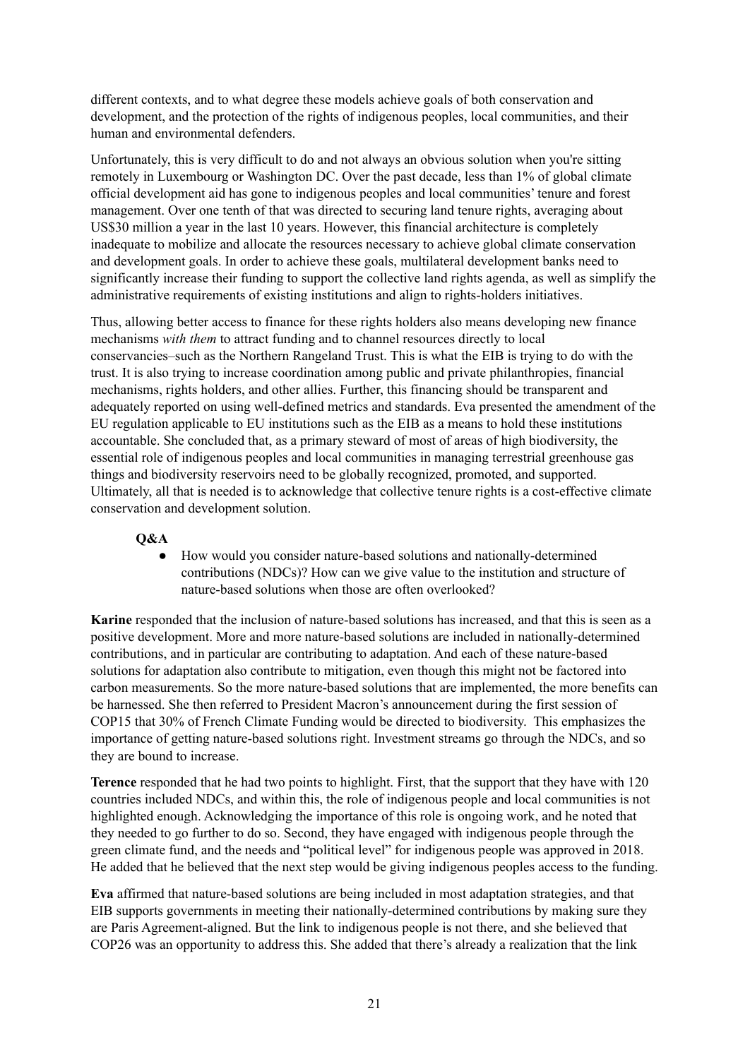different contexts, and to what degree these models achieve goals of both conservation and development, and the protection of the rights of indigenous peoples, local communities, and their human and environmental defenders.

Unfortunately, this is very difficult to do and not always an obvious solution when you're sitting remotely in Luxembourg or Washington DC. Over the past decade, less than 1% of global climate official development aid has gone to indigenous peoples and local communities' tenure and forest management. Over one tenth of that was directed to securing land tenure rights, averaging about US$30 million a year in the last 10 years. However, this financial architecture is completely inadequate to mobilize and allocate the resources necessary to achieve global climate conservation and development goals. In order to achieve these goals, multilateral development banks need to significantly increase their funding to support the collective land rights agenda, as well as simplify the administrative requirements of existing institutions and align to rights-holders initiatives.

Thus, allowing better access to finance for these rights holders also means developing new finance mechanisms *with them* to attract funding and to channel resources directly to local conservancies–such as the Northern Rangeland Trust. This is what the EIB is trying to do with the trust. It is also trying to increase coordination among public and private philanthropies, financial mechanisms, rights holders, and other allies. Further, this financing should be transparent and adequately reported on using well-defined metrics and standards. Eva presented the amendment of the EU regulation applicable to EU institutions such as the EIB as a means to hold these institutions accountable. She concluded that, as a primary steward of most of areas of high biodiversity, the essential role of indigenous peoples and local communities in managing terrestrial greenhouse gas things and biodiversity reservoirs need to be globally recognized, promoted, and supported. Ultimately, all that is needed is to acknowledge that collective tenure rights is a cost-effective climate conservation and development solution.

**Q&A**

- How would you consider nature-based solutions and nationally-determined contributions (NDCs)? How can we give value to the institution and structure of nature-based solutions when those are often overlooked?

**Karine** responded that the inclusion of nature-based solutions has increased, and that this is seen as a positive development. More and more nature-based solutions are included in nationally-determined contributions, and in particular are contributing to adaptation. And each of these nature-based solutions for adaptation also contribute to mitigation, even though this might not be factored into carbon measurements. So the more nature-based solutions that are implemented, the more benefits can be harnessed. She then referred to President Macron's announcement during the first session of COP15 that 30% of French Climate Funding would be directed to biodiversity. This emphasizes the importance of getting nature-based solutions right. Investment streams go through the NDCs, and so they are bound to increase.

**Terence** responded that he had two points to highlight. First, that the support that they have with 120 countries included NDCs, and within this, the role of indigenous people and local communities is not highlighted enough. Acknowledging the importance of this role is ongoing work, and he noted that they needed to go further to do so. Second, they have engaged with indigenous people through the green climate fund, and the needs and "political level" for indigenous people was approved in 2018. He added that he believed that the next step would be giving indigenous peoples access to the funding.

**Eva** affirmed that nature-based solutions are being included in most adaptation strategies, and that EIB supports governments in meeting their nationally-determined contributions by making sure they are Paris Agreement-aligned. But the link to indigenous people is not there, and she believed that COP26 was an opportunity to address this. She added that there's already a realization that the link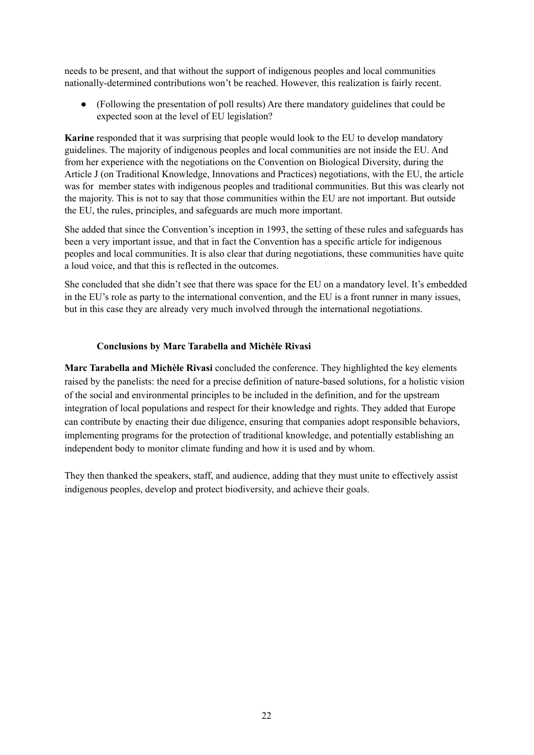needs to be present, and that without the support of indigenous peoples and local communities nationally-determined contributions won't be reached. However, this realization is fairly recent.

- (Following the presentation of poll results) Are there mandatory guidelines that could be expected soon at the level of EU legislation?

**Karine** responded that it was surprising that people would look to the EU to develop mandatory guidelines. The majority of indigenous peoples and local communities are not inside the EU. And from her experience with the negotiations on the Convention on Biological Diversity, during the Article J (on Traditional Knowledge, Innovations and Practices) negotiations, with the EU, the article was for member states with indigenous peoples and traditional communities. But this was clearly not the majority. This is not to say that those communities within the EU are not important. But outside the EU, the rules, principles, and safeguards are much more important.

She added that since the Convention's inception in 1993, the setting of these rules and safeguards has been a very important issue, and that in fact the Convention has a specific article for indigenous peoples and local communities. It is also clear that during negotiations, these communities have quite a loud voice, and that this is reflected in the outcomes.

She concluded that she didn't see that there was space for the EU on a mandatory level. It's embedded in the EU's role as party to the international convention, and the EU is a front runner in many issues, but in this case they are already very much involved through the international negotiations.

### Conclusions by Marc Tarabella and Michèle Rivasi

**Marc Tarabella and Michèle Rivasi** concluded the conference. They highlighted the key elements raised by the panelists: the need for a precise definition of nature-based solutions, for a holistic vision of the social and environmental principles to be included in the definition, and for the upstream integration of local populations and respect for their knowledge and rights. They added that Europe can contribute by enacting their due diligence, ensuring that companies adopt responsible behaviors, implementing programs for the protection of traditional knowledge, and potentially establishing an independent body to monitor climate funding and how it is used and by whom.

They then thanked the speakers, staff, and audience, adding that they must unite to effectively assist indigenous peoples, develop and protect biodiversity, and achieve their goals.